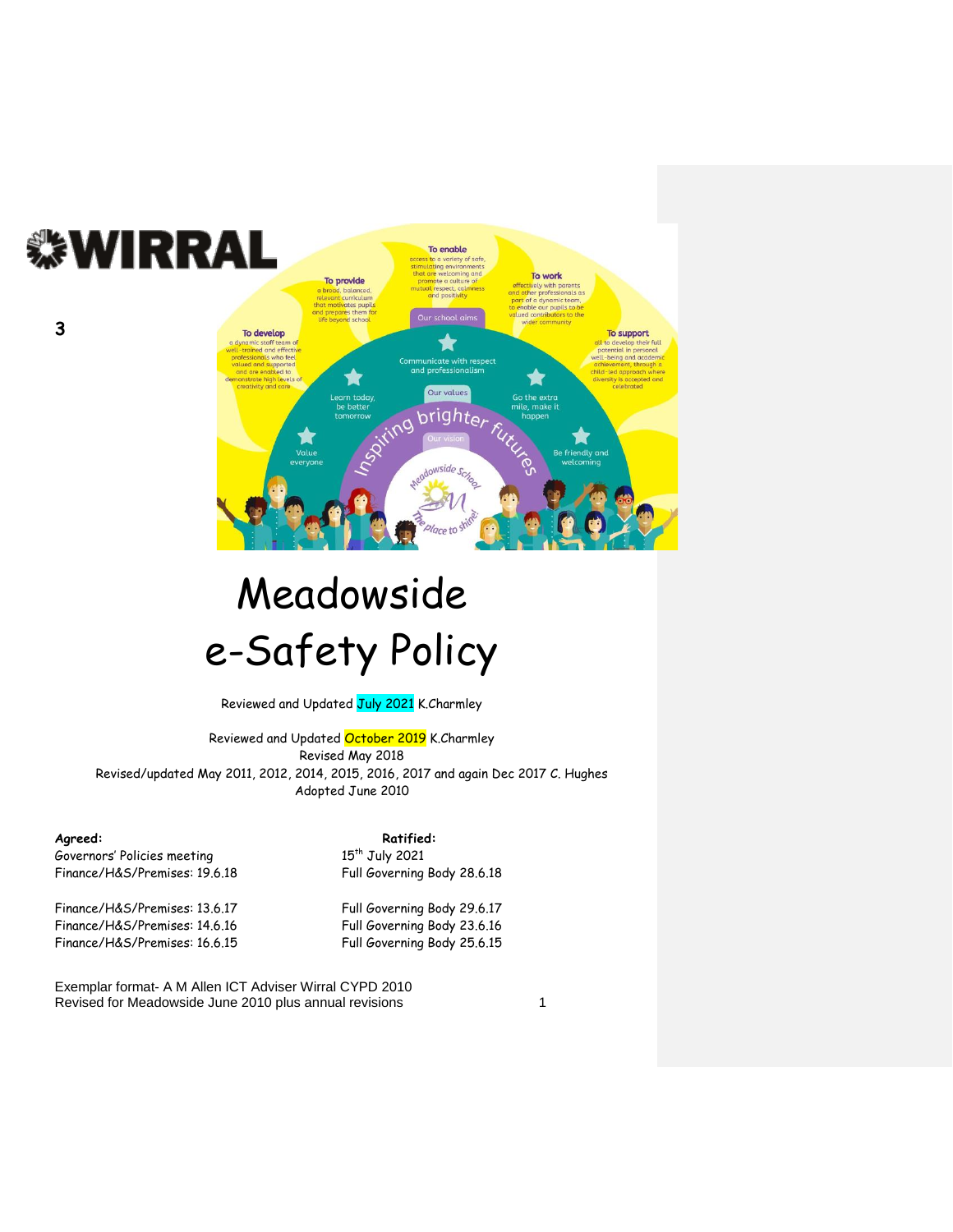WIRRAL

3

# Meadowside e-Safety Policy

Reviewed and Updated July 2021 K.Charmley

Reviewed and Updated October 2019 K.Charmley
Revised May 2018
Revised/updated May 2011, 2012, 2014, 2015, 2016, 2017 and again Dec 2017 C. Hughes
Adopted June 2010

| **Agreed:** | **Ratified:** |
| --- | --- |
| Governors' Policies meeting | 15th July 2021 |
| Finance/H&S/Premises: 19.6.18 | Full Governing Body 28.6.18 |
| Finance/H&S/Premises: 13.6.17 | Full Governing Body 29.6.17 |
| Finance/H&S/Premises: 14.6.16 | Full Governing Body 23.6.16 |
| Finance/H&S/Premises: 16.6.15 | Full Governing Body 25.6.15 |

Exemplar format- A M Allen ICT Adviser Wirral CYPD 2010
Revised for Meadowside June 2010 plus annual revisions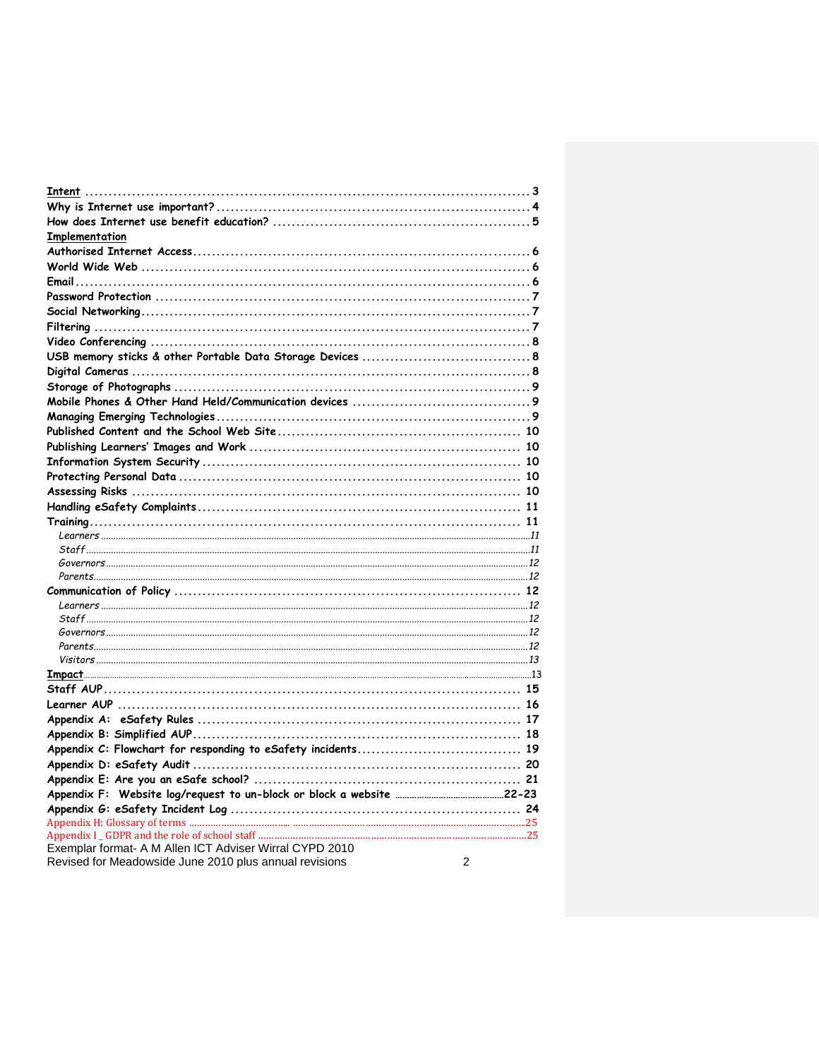| | |
|---|---|
| **Intent** | 3 |
| Why is Internet use important? | 4 |
| How does Internet use benefit education? | 5 |
| **Implementation** | |
| Authorised Internet Access | 6 |
| World Wide Web | 6 |
| Email | 6 |
| Password Protection | 7 |
| Social Networking | 7 |
| Filtering | 7 |
| Video Conferencing | 8 |
| USB memory sticks & other Portable Data Storage Devices | 8 |
| Digital Cameras | 8 |
| Storage of Photographs | 9 |
| Mobile Phones & Other Hand Held/Communication devices | 9 |
| Managing Emerging Technologies | 9 |
| Published Content and the School Web Site | 10 |
| Publishing Learners' Images and Work | 10 |
| Information System Security | 10 |
| Protecting Personal Data | 10 |
| Assessing Risks | 10 |
| Handling eSafety Complaints | 11 |
| Training | 11 |
| *Learners* | *11* |
| *Staff* | *11* |
| *Governors* | *12* |
| *Parents* | *12* |
| Communication of Policy | 12 |
| *Learners* | *12* |
| *Staff* | *12* |
| *Governors* | *12* |
| *Parents* | *12* |
| *Visitors* | *13* |
| **Impact** | 13 |
| Staff AUP | 15 |
| Learner AUP | 16 |
| Appendix A: eSafety Rules | 17 |
| Appendix B: Simplified AUP | 18 |
| Appendix C: Flowchart for responding to eSafety incidents | 19 |
| Appendix D: eSafety Audit | 20 |
| Appendix E: Are you an eSafe school? | 21 |
| Appendix F: Website log/request to un-block or block a website | 22-23 |
| Appendix G: eSafety Incident Log | 24 |
| Appendix H: Glossary of terms | 25 |
| Appendix I _ GDPR and the role of school staff | 25 |

Exemplar format- A M Allen ICT Adviser Wirral CYPD 2010
Revised for Meadowside June 2010 plus annual revisions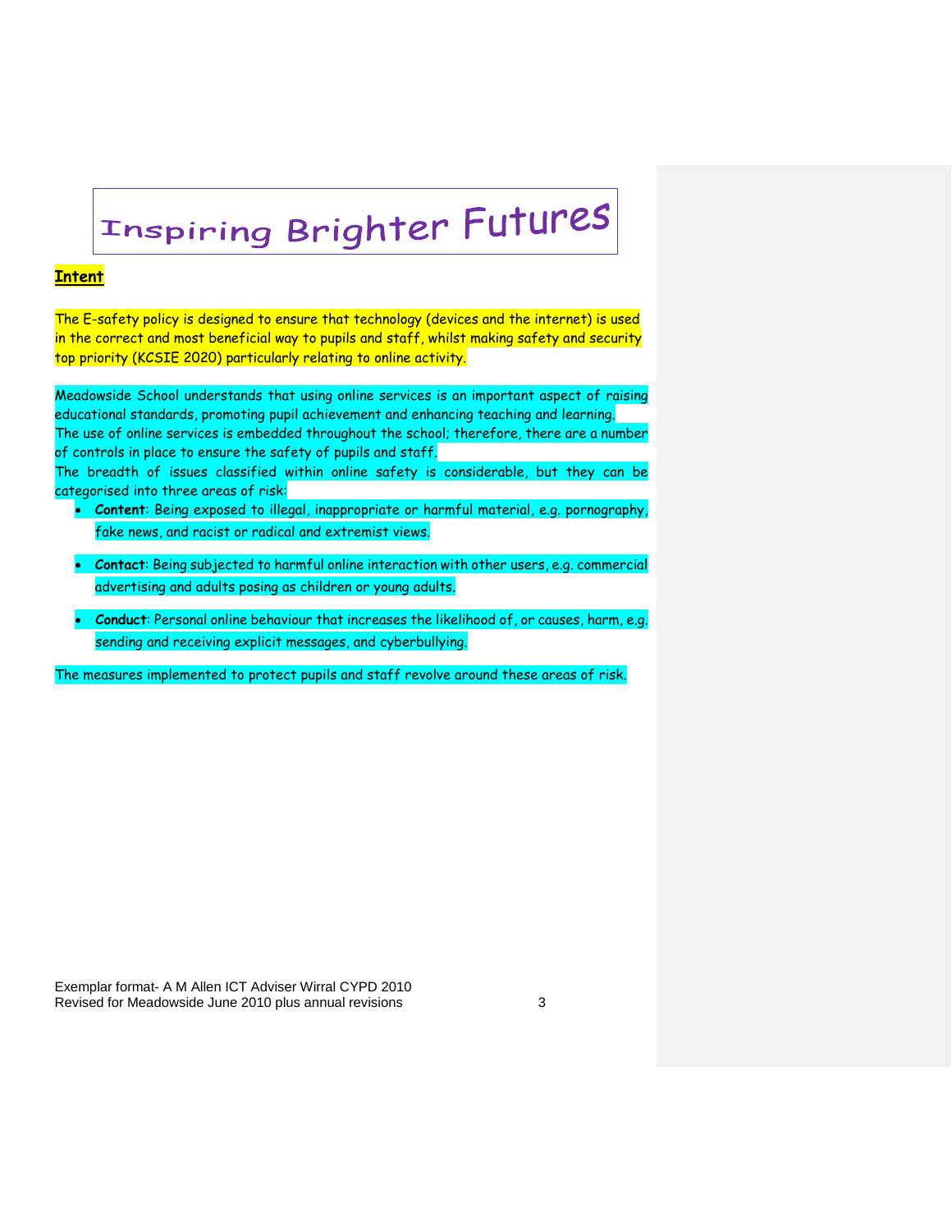# Inspiring Brighter Futures

**Intent**

The E-safety policy is designed to ensure that technology (devices and the internet) is used in the correct and most beneficial way to pupils and staff, whilst making safety and security top priority (KCSIE 2020) particularly relating to online activity.

Meadowside School understands that using online services is an important aspect of raising educational standards, promoting pupil achievement and enhancing teaching and learning. The use of online services is embedded throughout the school; therefore, there are a number of controls in place to ensure the safety of pupils and staff.
The breadth of issues classified within online safety is considerable, but they can be categorised into three areas of risk:

- **Content**: Being exposed to illegal, inappropriate or harmful material, e.g. pornography, fake news, and racist or radical and extremist views.
- **Contact**: Being subjected to harmful online interaction with other users, e.g. commercial advertising and adults posing as children or young adults.
- **Conduct**: Personal online behaviour that increases the likelihood of, or causes, harm, e.g. sending and receiving explicit messages, and cyberbullying.

The measures implemented to protect pupils and staff revolve around these areas of risk.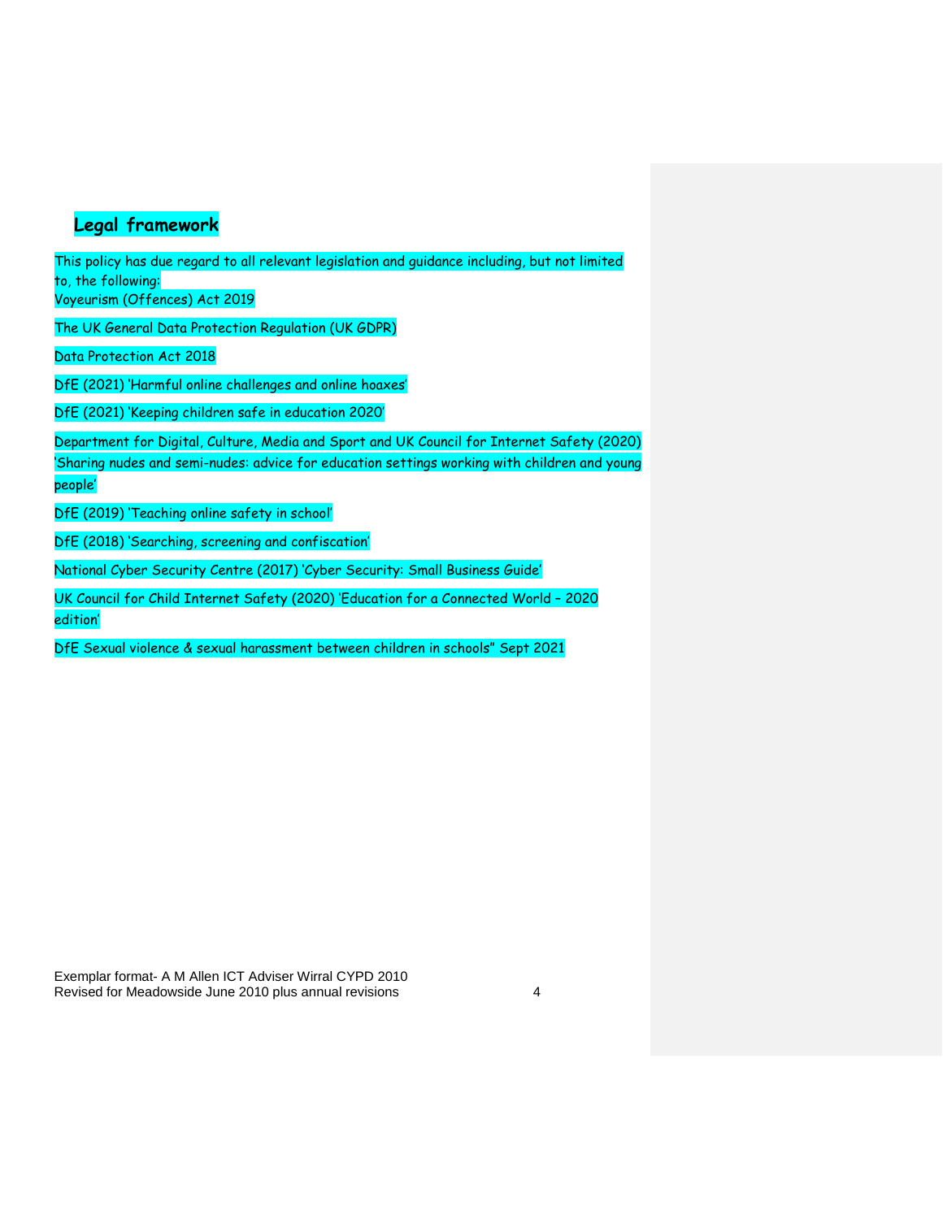## Legal framework

This policy has due regard to all relevant legislation and guidance including, but not limited to, the following:

Voyeurism (Offences) Act 2019

The UK General Data Protection Regulation (UK GDPR)

Data Protection Act 2018

DfE (2021) 'Harmful online challenges and online hoaxes'

DfE (2021) 'Keeping children safe in education 2020'

Department for Digital, Culture, Media and Sport and UK Council for Internet Safety (2020) 'Sharing nudes and semi-nudes: advice for education settings working with children and young people'

DfE (2019) 'Teaching online safety in school'

DfE (2018) 'Searching, screening and confiscation'

National Cyber Security Centre (2017) 'Cyber Security: Small Business Guide'

UK Council for Child Internet Safety (2020) 'Education for a Connected World – 2020 edition'

DfE Sexual violence & sexual harassment between children in schools" Sept 2021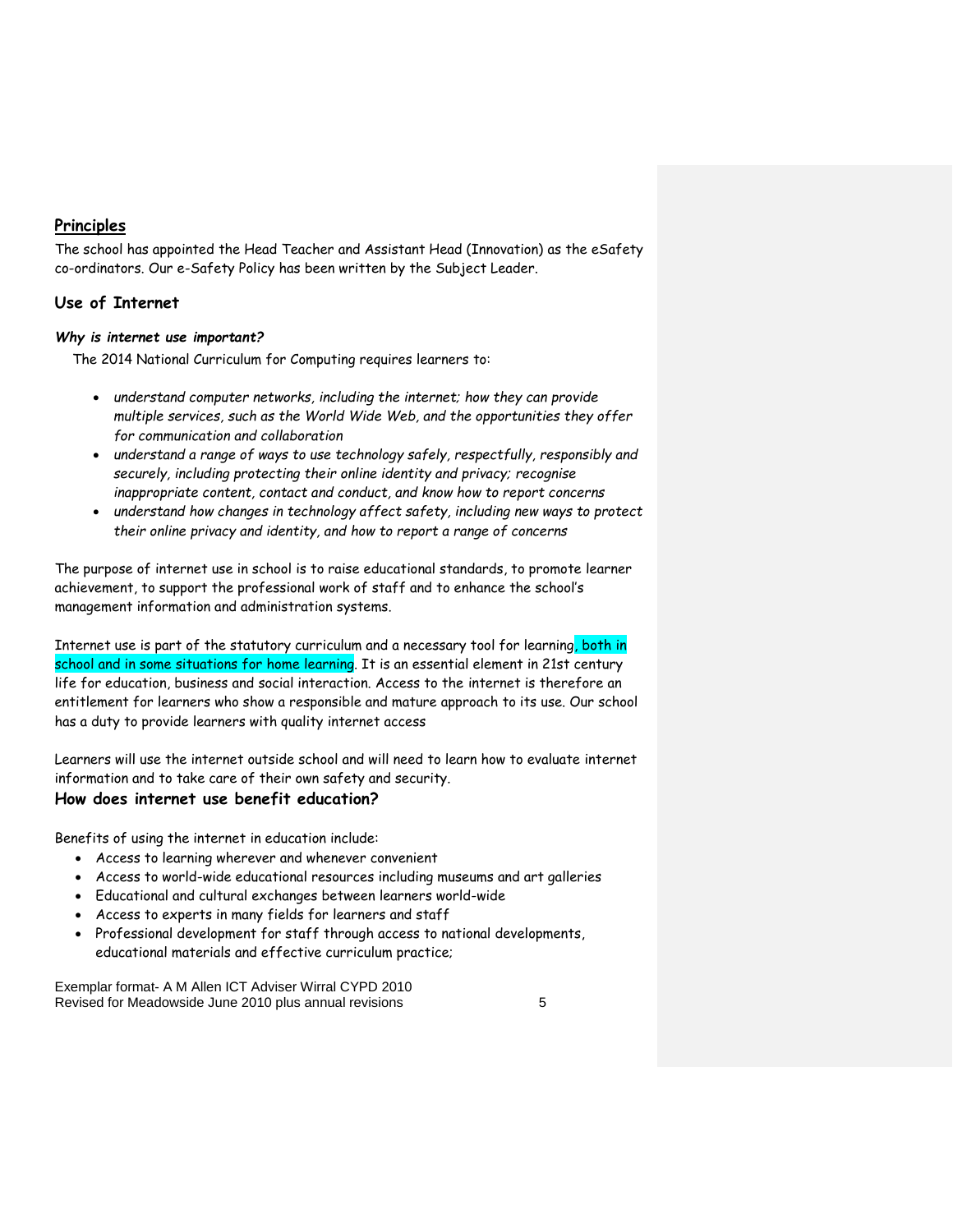## Principles

The school has appointed the Head Teacher and Assistant Head (Innovation) as the eSafety co-ordinators. Our e-Safety Policy has been written by the Subject Leader.

## Use of Internet

### *Why is internet use important?*

The 2014 National Curriculum for Computing requires learners to:

- *understand computer networks, including the internet; how they can provide multiple services, such as the World Wide Web, and the opportunities they offer for communication and collaboration*
- *understand a range of ways to use technology safely, respectfully, responsibly and securely, including protecting their online identity and privacy; recognise inappropriate content, contact and conduct, and know how to report concerns*
- *understand how changes in technology affect safety, including new ways to protect their online privacy and identity, and how to report a range of concerns*

The purpose of internet use in school is to raise educational standards, to promote learner achievement, to support the professional work of staff and to enhance the school's management information and administration systems.

Internet use is part of the statutory curriculum and a necessary tool for learning, both in school and in some situations for home learning. It is an essential element in 21st century life for education, business and social interaction. Access to the internet is therefore an entitlement for learners who show a responsible and mature approach to its use. Our school has a duty to provide learners with quality internet access

Learners will use the internet outside school and will need to learn how to evaluate internet information and to take care of their own safety and security.

### How does internet use benefit education?

Benefits of using the internet in education include:

- Access to learning wherever and whenever convenient
- Access to world-wide educational resources including museums and art galleries
- Educational and cultural exchanges between learners world-wide
- Access to experts in many fields for learners and staff
- Professional development for staff through access to national developments, educational materials and effective curriculum practice;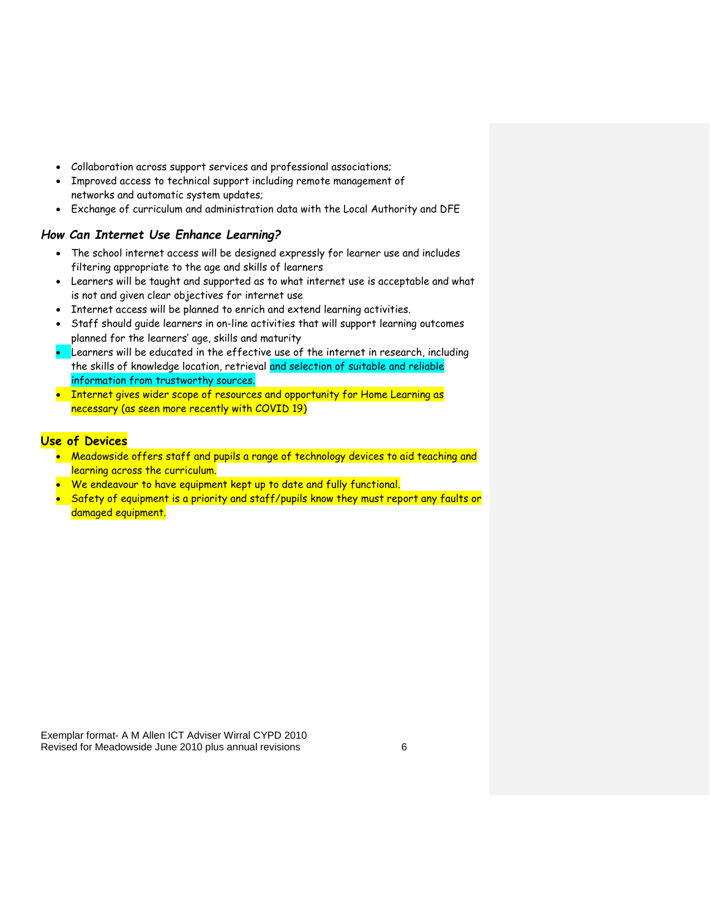- Collaboration across support services and professional associations;
- Improved access to technical support including remote management of networks and automatic system updates;
- Exchange of curriculum and administration data with the Local Authority and DFE

### *How Can Internet Use Enhance Learning?*

- The school internet access will be designed expressly for learner use and includes filtering appropriate to the age and skills of learners
- Learners will be taught and supported as to what internet use is acceptable and what is not and given clear objectives for internet use
- Internet access will be planned to enrich and extend learning activities.
- Staff should guide learners in on-line activities that will support learning outcomes planned for the learners' age, skills and maturity
- Learners will be educated in the effective use of the internet in research, including the skills of knowledge location, retrieval and selection of suitable and reliable information from trustworthy sources.
- Internet gives wider scope of resources and opportunity for Home Learning as necessary (as seen more recently with COVID 19)

### **Use of Devices**

- Meadowside offers staff and pupils a range of technology devices to aid teaching and learning across the curriculum.
- We endeavour to have equipment kept up to date and fully functional.
- Safety of equipment is a priority and staff/pupils know they must report any faults or damaged equipment.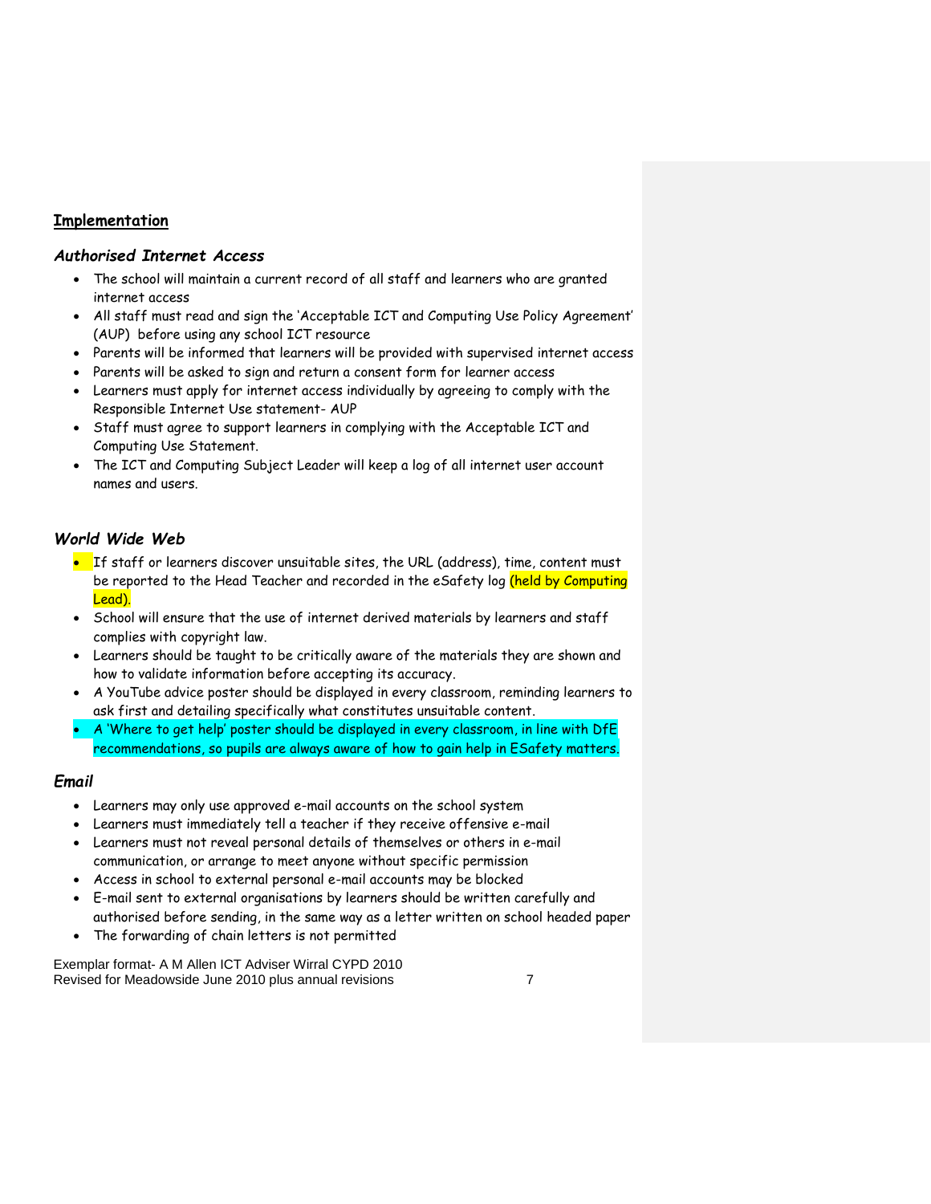## Implementation

### *Authorised Internet Access*

- The school will maintain a current record of all staff and learners who are granted internet access
- All staff must read and sign the 'Acceptable ICT and Computing Use Policy Agreement' (AUP) before using any school ICT resource
- Parents will be informed that learners will be provided with supervised internet access
- Parents will be asked to sign and return a consent form for learner access
- Learners must apply for internet access individually by agreeing to comply with the Responsible Internet Use statement- AUP
- Staff must agree to support learners in complying with the Acceptable ICT and Computing Use Statement.
- The ICT and Computing Subject Leader will keep a log of all internet user account names and users.

### *World Wide Web*

- If staff or learners discover unsuitable sites, the URL (address), time, content must be reported to the Head Teacher and recorded in the eSafety log (held by Computing Lead).
- School will ensure that the use of internet derived materials by learners and staff complies with copyright law.
- Learners should be taught to be critically aware of the materials they are shown and how to validate information before accepting its accuracy.
- A YouTube advice poster should be displayed in every classroom, reminding learners to ask first and detailing specifically what constitutes unsuitable content.
- A 'Where to get help' poster should be displayed in every classroom, in line with DfE recommendations, so pupils are always aware of how to gain help in ESafety matters.

### *Email*

- Learners may only use approved e-mail accounts on the school system
- Learners must immediately tell a teacher if they receive offensive e-mail
- Learners must not reveal personal details of themselves or others in e-mail communication, or arrange to meet anyone without specific permission
- Access in school to external personal e-mail accounts may be blocked
- E-mail sent to external organisations by learners should be written carefully and authorised before sending, in the same way as a letter written on school headed paper
- The forwarding of chain letters is not permitted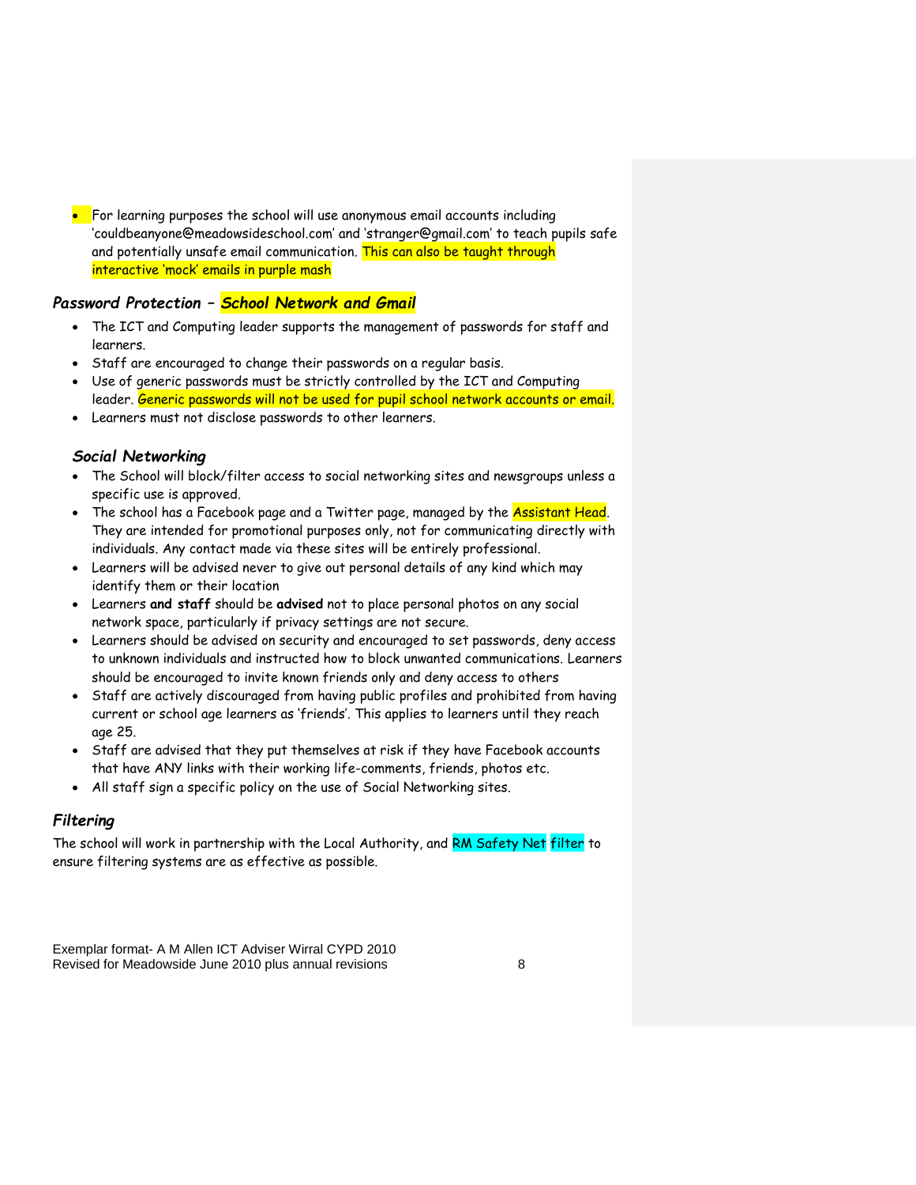- For learning purposes the school will use anonymous email accounts including 'couldbeanyone@meadowsideschool.com' and 'stranger@gmail.com' to teach pupils safe and potentially unsafe email communication. This can also be taught through interactive 'mock' emails in purple mash

### *Password Protection – School Network and Gmail*

- The ICT and Computing leader supports the management of passwords for staff and learners.
- Staff are encouraged to change their passwords on a regular basis.
- Use of generic passwords must be strictly controlled by the ICT and Computing leader. Generic passwords will not be used for pupil school network accounts or email.
- Learners must not disclose passwords to other learners.

### *Social Networking*

- The School will block/filter access to social networking sites and newsgroups unless a specific use is approved.
- The school has a Facebook page and a Twitter page, managed by the Assistant Head. They are intended for promotional purposes only, not for communicating directly with individuals. Any contact made via these sites will be entirely professional.
- Learners will be advised never to give out personal details of any kind which may identify them or their location
- Learners **and staff** should be **advised** not to place personal photos on any social network space, particularly if privacy settings are not secure.
- Learners should be advised on security and encouraged to set passwords, deny access to unknown individuals and instructed how to block unwanted communications. Learners should be encouraged to invite known friends only and deny access to others
- Staff are actively discouraged from having public profiles and prohibited from having current or school age learners as 'friends'. This applies to learners until they reach age 25.
- Staff are advised that they put themselves at risk if they have Facebook accounts that have ANY links with their working life-comments, friends, photos etc.
- All staff sign a specific policy on the use of Social Networking sites.

### *Filtering*

The school will work in partnership with the Local Authority, and RM Safety Net filter to ensure filtering systems are as effective as possible.

Exemplar format- A M Allen ICT Adviser Wirral CYPD 2010
Revised for Meadowside June 2010 plus annual revisions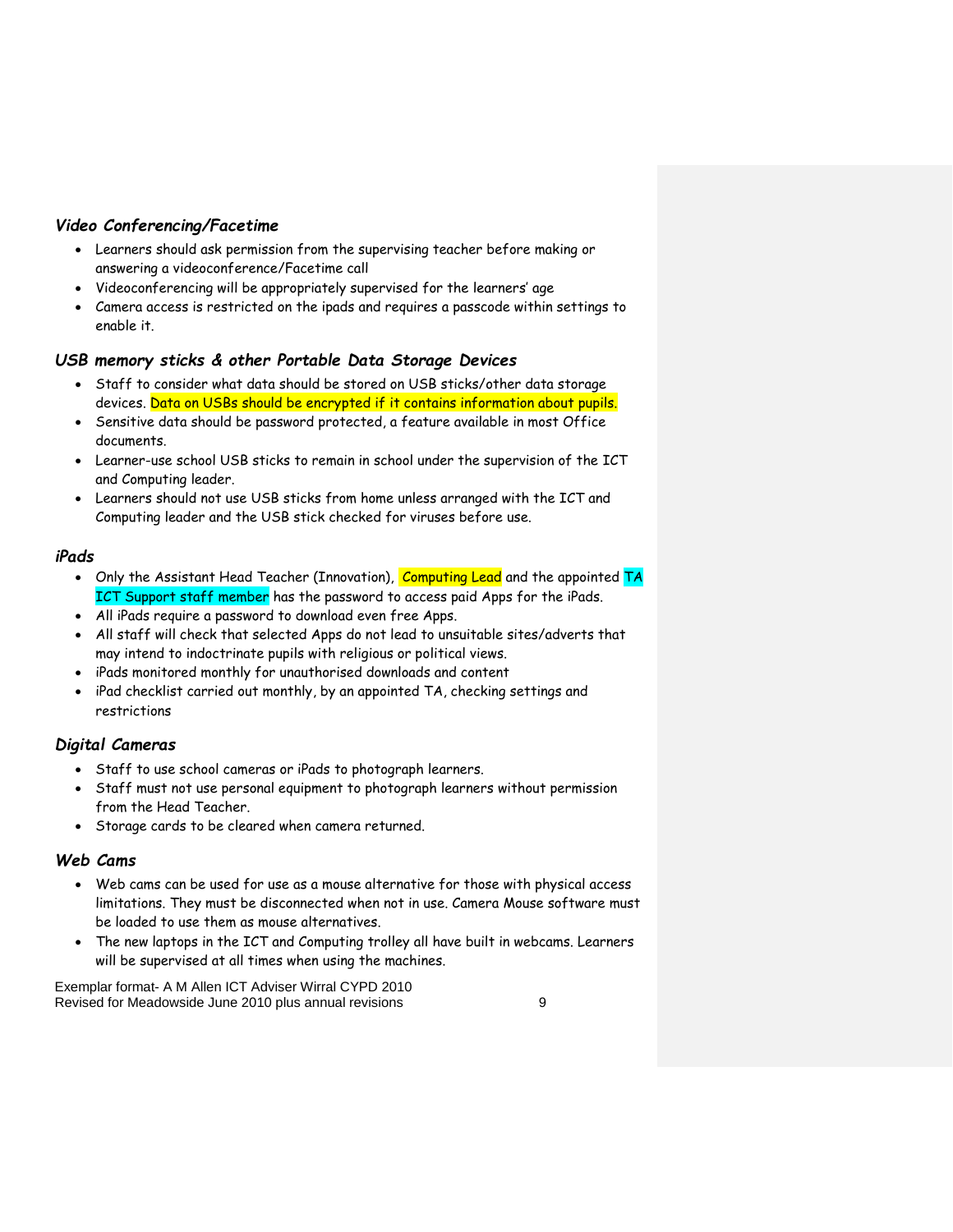### *Video Conferencing/Facetime*

- Learners should ask permission from the supervising teacher before making or answering a videoconference/Facetime call
- Videoconferencing will be appropriately supervised for the learners' age
- Camera access is restricted on the ipads and requires a passcode within settings to enable it.

### *USB memory sticks & other Portable Data Storage Devices*

- Staff to consider what data should be stored on USB sticks/other data storage devices. Data on USBs should be encrypted if it contains information about pupils.
- Sensitive data should be password protected, a feature available in most Office documents.
- Learner-use school USB sticks to remain in school under the supervision of the ICT and Computing leader.
- Learners should not use USB sticks from home unless arranged with the ICT and Computing leader and the USB stick checked for viruses before use.

### *iPads*

- Only the Assistant Head Teacher (Innovation), Computing Lead and the appointed TA ICT Support staff member has the password to access paid Apps for the iPads.
- All iPads require a password to download even free Apps.
- All staff will check that selected Apps do not lead to unsuitable sites/adverts that may intend to indoctrinate pupils with religious or political views.
- iPads monitored monthly for unauthorised downloads and content
- iPad checklist carried out monthly, by an appointed TA, checking settings and restrictions

### *Digital Cameras*

- Staff to use school cameras or iPads to photograph learners.
- Staff must not use personal equipment to photograph learners without permission from the Head Teacher.
- Storage cards to be cleared when camera returned.

### *Web Cams*

- Web cams can be used for use as a mouse alternative for those with physical access limitations. They must be disconnected when not in use. Camera Mouse software must be loaded to use them as mouse alternatives.
- The new laptops in the ICT and Computing trolley all have built in webcams. Learners will be supervised at all times when using the machines.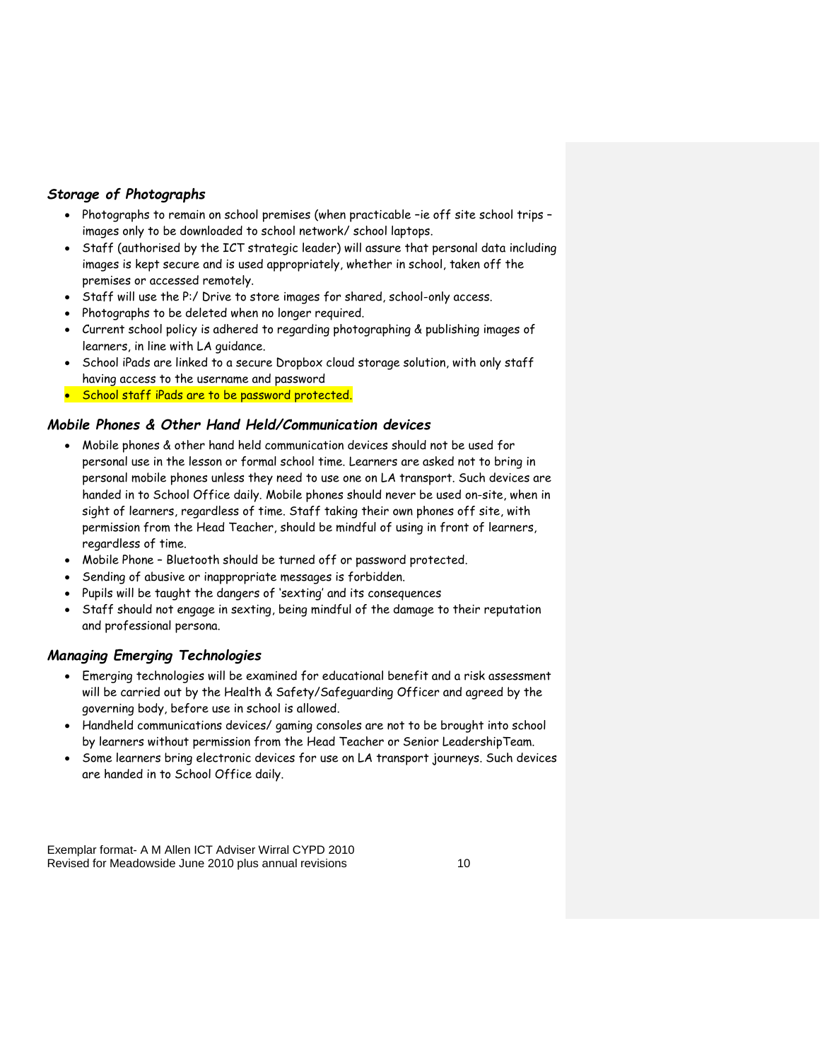### *Storage of Photographs*

- Photographs to remain on school premises (when practicable –ie off site school trips – images only to be downloaded to school network/ school laptops.
- Staff (authorised by the ICT strategic leader) will assure that personal data including images is kept secure and is used appropriately, whether in school, taken off the premises or accessed remotely.
- Staff will use the P:/ Drive to store images for shared, school-only access.
- Photographs to be deleted when no longer required.
- Current school policy is adhered to regarding photographing & publishing images of learners, in line with LA guidance.
- School iPads are linked to a secure Dropbox cloud storage solution, with only staff having access to the username and password
- School staff iPads are to be password protected.

### *Mobile Phones & Other Hand Held/Communication devices*

- Mobile phones & other hand held communication devices should not be used for personal use in the lesson or formal school time. Learners are asked not to bring in personal mobile phones unless they need to use one on LA transport. Such devices are handed in to School Office daily. Mobile phones should never be used on-site, when in sight of learners, regardless of time. Staff taking their own phones off site, with permission from the Head Teacher, should be mindful of using in front of learners, regardless of time.
- Mobile Phone – Bluetooth should be turned off or password protected.
- Sending of abusive or inappropriate messages is forbidden.
- Pupils will be taught the dangers of 'sexting' and its consequences
- Staff should not engage in sexting, being mindful of the damage to their reputation and professional persona.

### *Managing Emerging Technologies*

- Emerging technologies will be examined for educational benefit and a risk assessment will be carried out by the Health & Safety/Safeguarding Officer and agreed by the governing body, before use in school is allowed.
- Handheld communications devices/ gaming consoles are not to be brought into school by learners without permission from the Head Teacher or Senior LeadershipTeam.
- Some learners bring electronic devices for use on LA transport journeys. Such devices are handed in to School Office daily.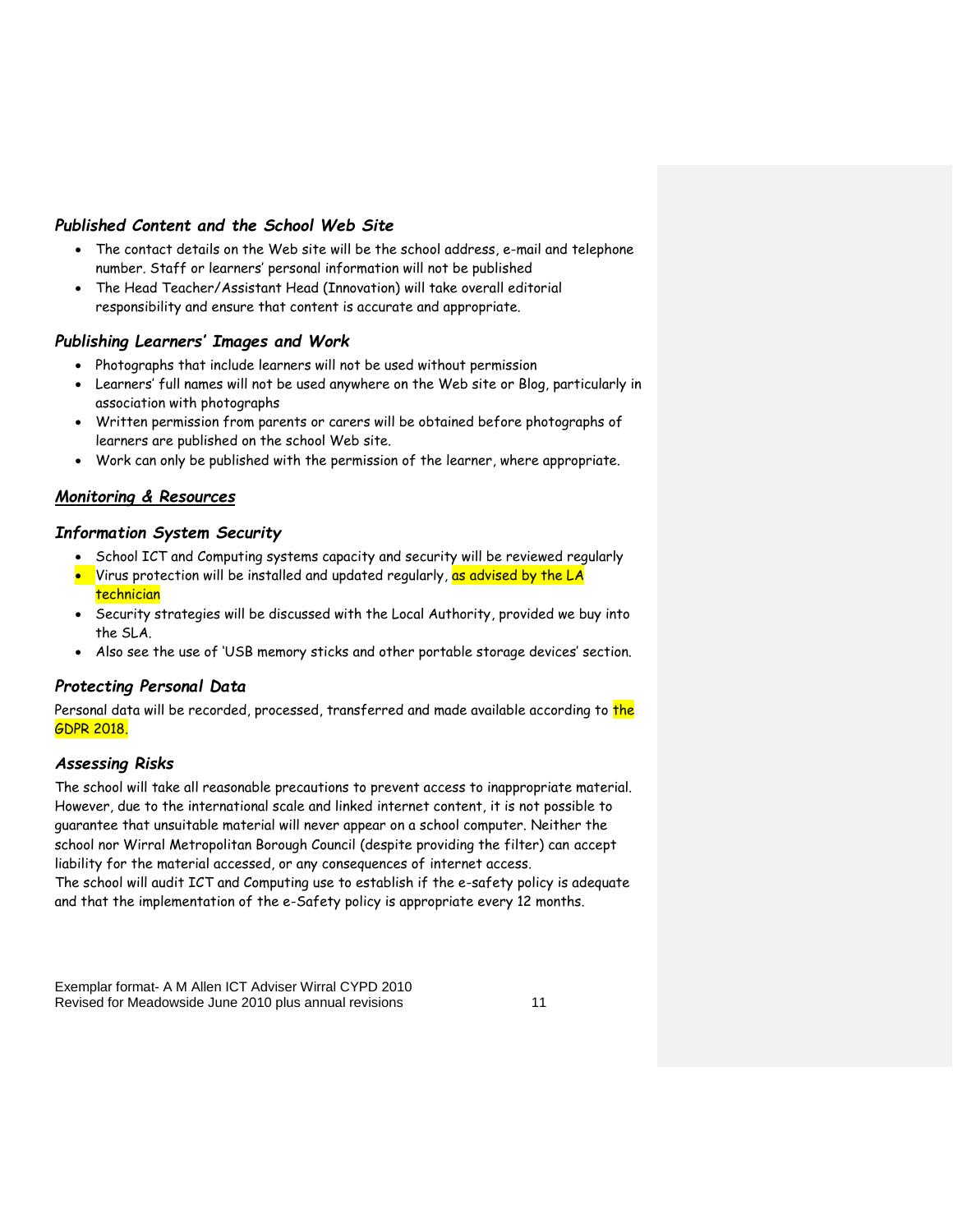### *Published Content and the School Web Site*

- The contact details on the Web site will be the school address, e-mail and telephone number. Staff or learners' personal information will not be published
- The Head Teacher/Assistant Head (Innovation) will take overall editorial responsibility and ensure that content is accurate and appropriate.

### *Publishing Learners' Images and Work*

- Photographs that include learners will not be used without permission
- Learners' full names will not be used anywhere on the Web site or Blog, particularly in association with photographs
- Written permission from parents or carers will be obtained before photographs of learners are published on the school Web site.
- Work can only be published with the permission of the learner, where appropriate.

## ***Monitoring & Resources***

### *Information System Security*

- School ICT and Computing systems capacity and security will be reviewed regularly
- Virus protection will be installed and updated regularly, as advised by the LA technician
- Security strategies will be discussed with the Local Authority, provided we buy into the SLA.
- Also see the use of 'USB memory sticks and other portable storage devices' section.

### *Protecting Personal Data*

Personal data will be recorded, processed, transferred and made available according to the GDPR 2018.

### *Assessing Risks*

The school will take all reasonable precautions to prevent access to inappropriate material. However, due to the international scale and linked internet content, it is not possible to guarantee that unsuitable material will never appear on a school computer. Neither the school nor Wirral Metropolitan Borough Council (despite providing the filter) can accept liability for the material accessed, or any consequences of internet access.
The school will audit ICT and Computing use to establish if the e-safety policy is adequate and that the implementation of the e-Safety policy is appropriate every 12 months.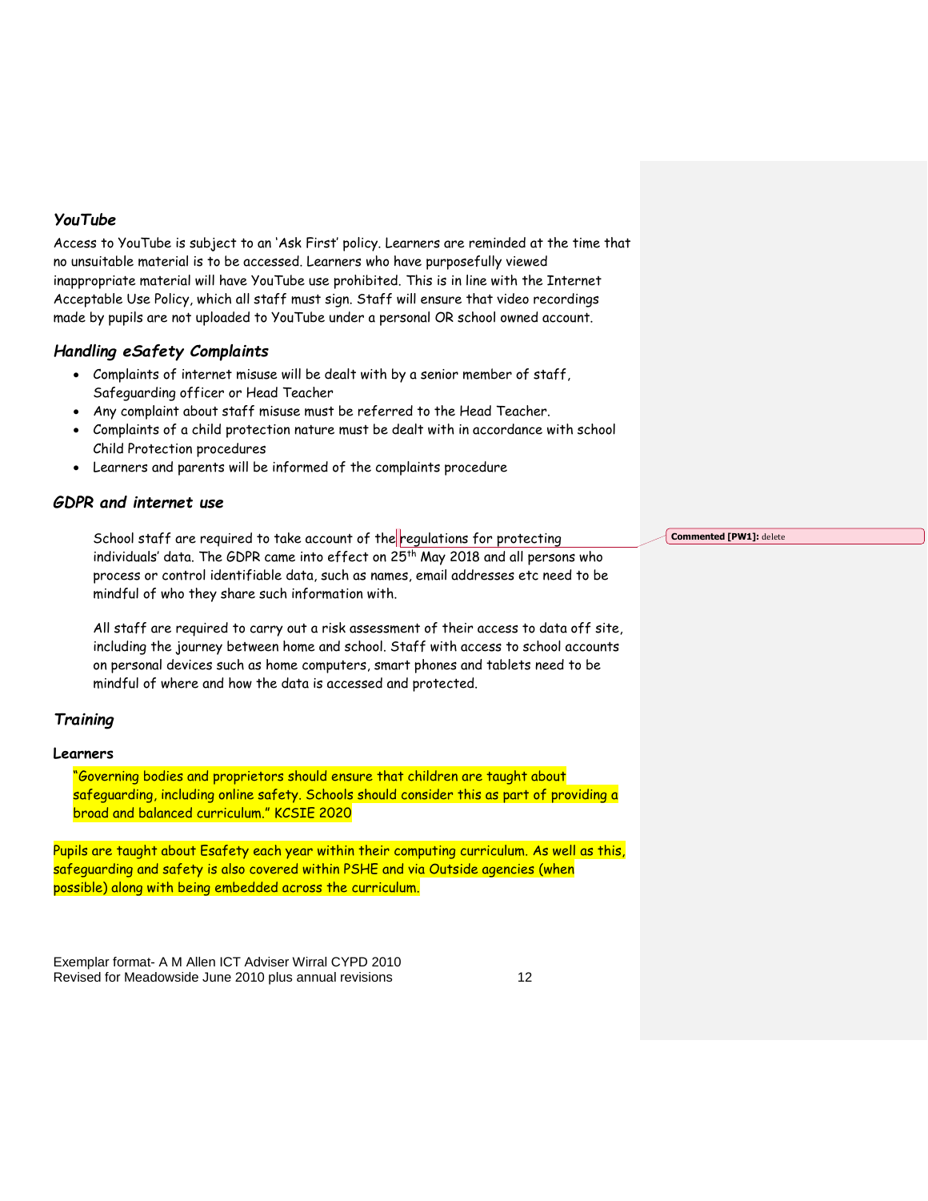### *YouTube*

Access to YouTube is subject to an 'Ask First' policy. Learners are reminded at the time that no unsuitable material is to be accessed. Learners who have purposefully viewed inappropriate material will have YouTube use prohibited. This is in line with the Internet Acceptable Use Policy, which all staff must sign. Staff will ensure that video recordings made by pupils are not uploaded to YouTube under a personal OR school owned account.

### *Handling eSafety Complaints*

- Complaints of internet misuse will be dealt with by a senior member of staff, Safeguarding officer or Head Teacher
- Any complaint about staff misuse must be referred to the Head Teacher.
- Complaints of a child protection nature must be dealt with in accordance with school Child Protection procedures
- Learners and parents will be informed of the complaints procedure

### *GDPR and internet use*

School staff are required to take account of the regulations for protecting individuals' data. The GDPR came into effect on 25th May 2018 and all persons who process or control identifiable data, such as names, email addresses etc need to be mindful of who they share such information with.

All staff are required to carry out a risk assessment of their access to data off site, including the journey between home and school. Staff with access to school accounts on personal devices such as home computers, smart phones and tablets need to be mindful of where and how the data is accessed and protected.

**Commented [PW1]:** delete

### *Training*

#### Learners

"Governing bodies and proprietors should ensure that children are taught about safeguarding, including online safety. Schools should consider this as part of providing a broad and balanced curriculum." KCSIE 2020

Pupils are taught about Esafety each year within their computing curriculum. As well as this, safeguarding and safety is also covered within PSHE and via Outside agencies (when possible) along with being embedded across the curriculum.

Exemplar format- A M Allen ICT Adviser Wirral CYPD 2010
Revised for Meadowside June 2010 plus annual revisions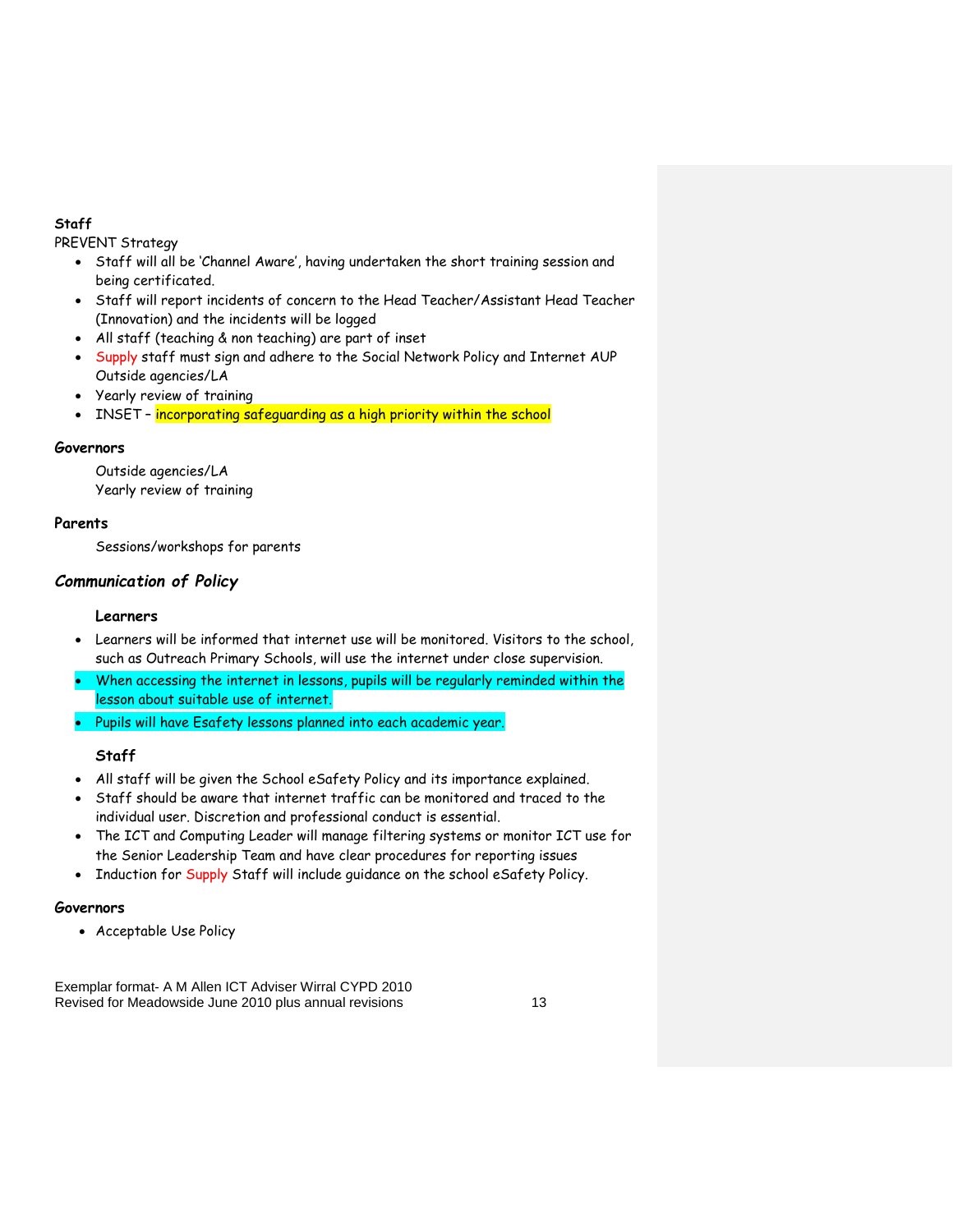**Staff**

PREVENT Strategy

- Staff will all be 'Channel Aware', having undertaken the short training session and being certificated.
- Staff will report incidents of concern to the Head Teacher/Assistant Head Teacher (Innovation) and the incidents will be logged
- All staff (teaching & non teaching) are part of inset
- Supply staff must sign and adhere to the Social Network Policy and Internet AUP Outside agencies/LA
- Yearly review of training
- INSET – incorporating safeguarding as a high priority within the school

**Governors**

Outside agencies/LA
Yearly review of training

**Parents**

Sessions/workshops for parents

## *Communication of Policy*

**Learners**

- Learners will be informed that internet use will be monitored. Visitors to the school, such as Outreach Primary Schools, will use the internet under close supervision.
- When accessing the internet in lessons, pupils will be regularly reminded within the lesson about suitable use of internet.
- Pupils will have Esafety lessons planned into each academic year.

**Staff**

- All staff will be given the School eSafety Policy and its importance explained.
- Staff should be aware that internet traffic can be monitored and traced to the individual user. Discretion and professional conduct is essential.
- The ICT and Computing Leader will manage filtering systems or monitor ICT use for the Senior Leadership Team and have clear procedures for reporting issues
- Induction for Supply Staff will include guidance on the school eSafety Policy.

**Governors**

- Acceptable Use Policy

Exemplar format- A M Allen ICT Adviser Wirral CYPD 2010
Revised for Meadowside June 2010 plus annual revisions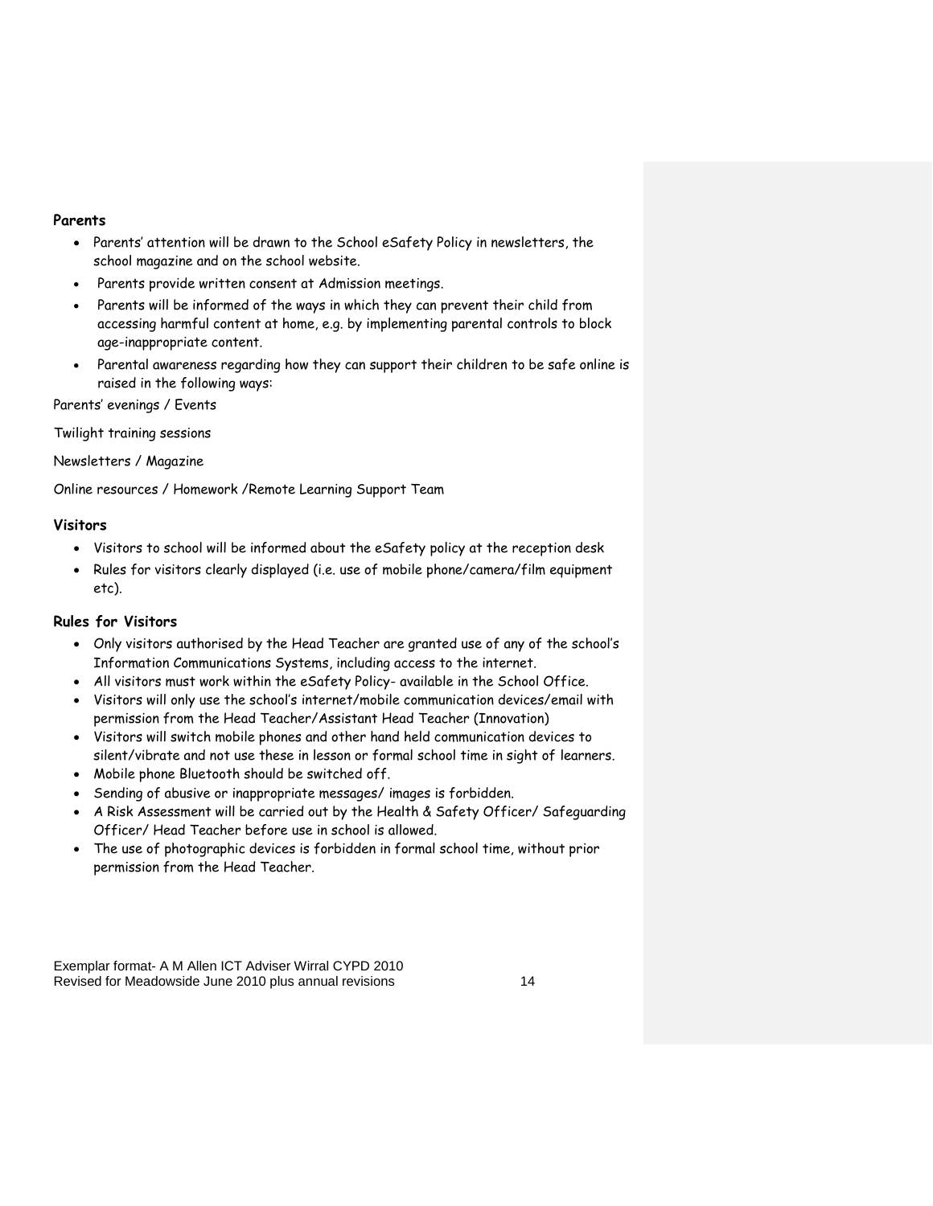**Parents**

- Parents' attention will be drawn to the School eSafety Policy in newsletters, the school magazine and on the school website.
- Parents provide written consent at Admission meetings.
- Parents will be informed of the ways in which they can prevent their child from accessing harmful content at home, e.g. by implementing parental controls to block age-inappropriate content.
- Parental awareness regarding how they can support their children to be safe online is raised in the following ways:

Parents' evenings / Events

Twilight training sessions

Newsletters / Magazine

Online resources / Homework /Remote Learning Support Team

**Visitors**

- Visitors to school will be informed about the eSafety policy at the reception desk
- Rules for visitors clearly displayed (i.e. use of mobile phone/camera/film equipment etc).

**Rules for Visitors**

- Only visitors authorised by the Head Teacher are granted use of any of the school's Information Communications Systems, including access to the internet.
- All visitors must work within the eSafety Policy- available in the School Office.
- Visitors will only use the school's internet/mobile communication devices/email with permission from the Head Teacher/Assistant Head Teacher (Innovation)
- Visitors will switch mobile phones and other hand held communication devices to silent/vibrate and not use these in lesson or formal school time in sight of learners.
- Mobile phone Bluetooth should be switched off.
- Sending of abusive or inappropriate messages/ images is forbidden.
- A Risk Assessment will be carried out by the Health & Safety Officer/ Safeguarding Officer/ Head Teacher before use in school is allowed.
- The use of photographic devices is forbidden in formal school time, without prior permission from the Head Teacher.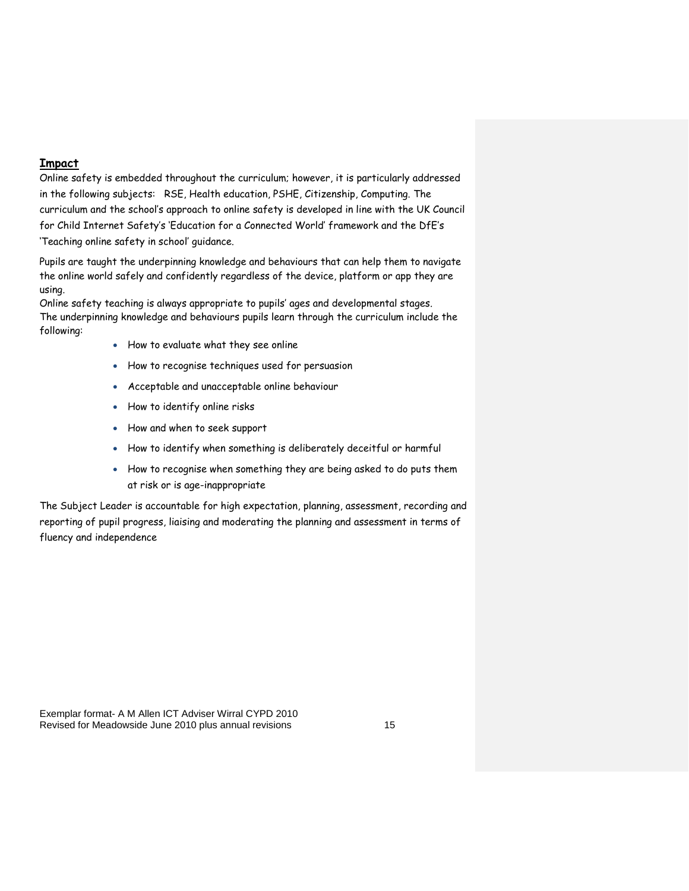## Impact

Online safety is embedded throughout the curriculum; however, it is particularly addressed in the following subjects: RSE, Health education, PSHE, Citizenship, Computing. The curriculum and the school's approach to online safety is developed in line with the UK Council for Child Internet Safety's 'Education for a Connected World' framework and the DfE's 'Teaching online safety in school' guidance.

Pupils are taught the underpinning knowledge and behaviours that can help them to navigate the online world safely and confidently regardless of the device, platform or app they are using.

Online safety teaching is always appropriate to pupils' ages and developmental stages.

The underpinning knowledge and behaviours pupils learn through the curriculum include the following:

- How to evaluate what they see online
- How to recognise techniques used for persuasion
- Acceptable and unacceptable online behaviour
- How to identify online risks
- How and when to seek support
- How to identify when something is deliberately deceitful or harmful
- How to recognise when something they are being asked to do puts them at risk or is age-inappropriate

The Subject Leader is accountable for high expectation, planning, assessment, recording and reporting of pupil progress, liaising and moderating the planning and assessment in terms of fluency and independence

Exemplar format- A M Allen ICT Adviser Wirral CYPD 2010
Revised for Meadowside June 2010 plus annual revisions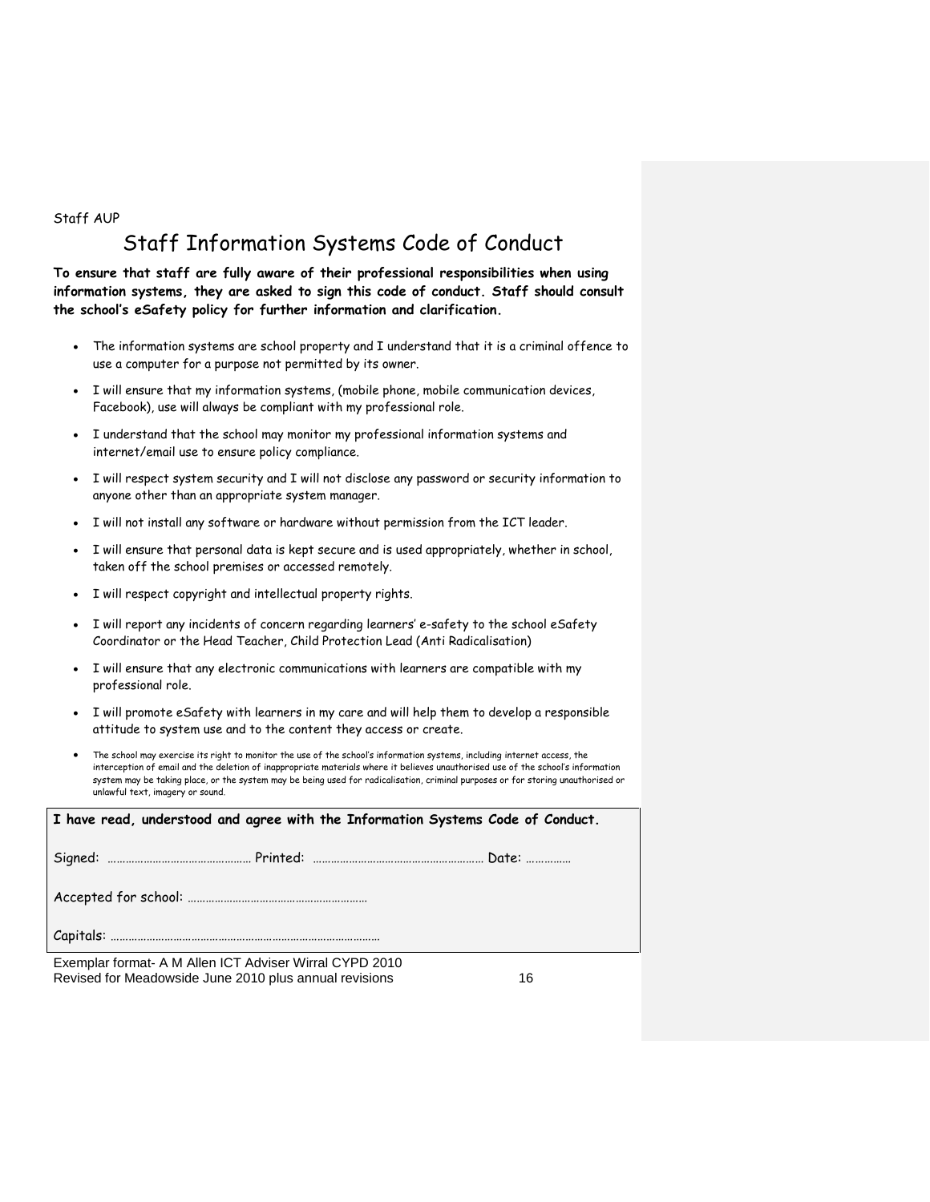Staff AUP

# Staff Information Systems Code of Conduct

**To ensure that staff are fully aware of their professional responsibilities when using information systems, they are asked to sign this code of conduct. Staff should consult the school's eSafety policy for further information and clarification.**

- The information systems are school property and I understand that it is a criminal offence to use a computer for a purpose not permitted by its owner.
- I will ensure that my information systems, (mobile phone, mobile communication devices, Facebook), use will always be compliant with my professional role.
- I understand that the school may monitor my professional information systems and internet/email use to ensure policy compliance.
- I will respect system security and I will not disclose any password or security information to anyone other than an appropriate system manager.
- I will not install any software or hardware without permission from the ICT leader.
- I will ensure that personal data is kept secure and is used appropriately, whether in school, taken off the school premises or accessed remotely.
- I will respect copyright and intellectual property rights.
- I will report any incidents of concern regarding learners' e-safety to the school eSafety Coordinator or the Head Teacher, Child Protection Lead (Anti Radicalisation)
- I will ensure that any electronic communications with learners are compatible with my professional role.
- I will promote eSafety with learners in my care and will help them to develop a responsible attitude to system use and to the content they access or create.
- The school may exercise its right to monitor the use of the school's information systems, including internet access, the interception of email and the deletion of inappropriate materials where it believes unauthorised use of the school's information system may be taking place, or the system may be being used for radicalisation, criminal purposes or for storing unauthorised or unlawful text, imagery or sound.

**I have read, understood and agree with the Information Systems Code of Conduct.**

Signed: ………………………………………… Printed: ………………………………………………… Date: ……………

Accepted for school: ……………………………………………………

Capitals: ………………………………………………………………………………

Exemplar format- A M Allen ICT Adviser Wirral CYPD 2010
Revised for Meadowside June 2010 plus annual revisions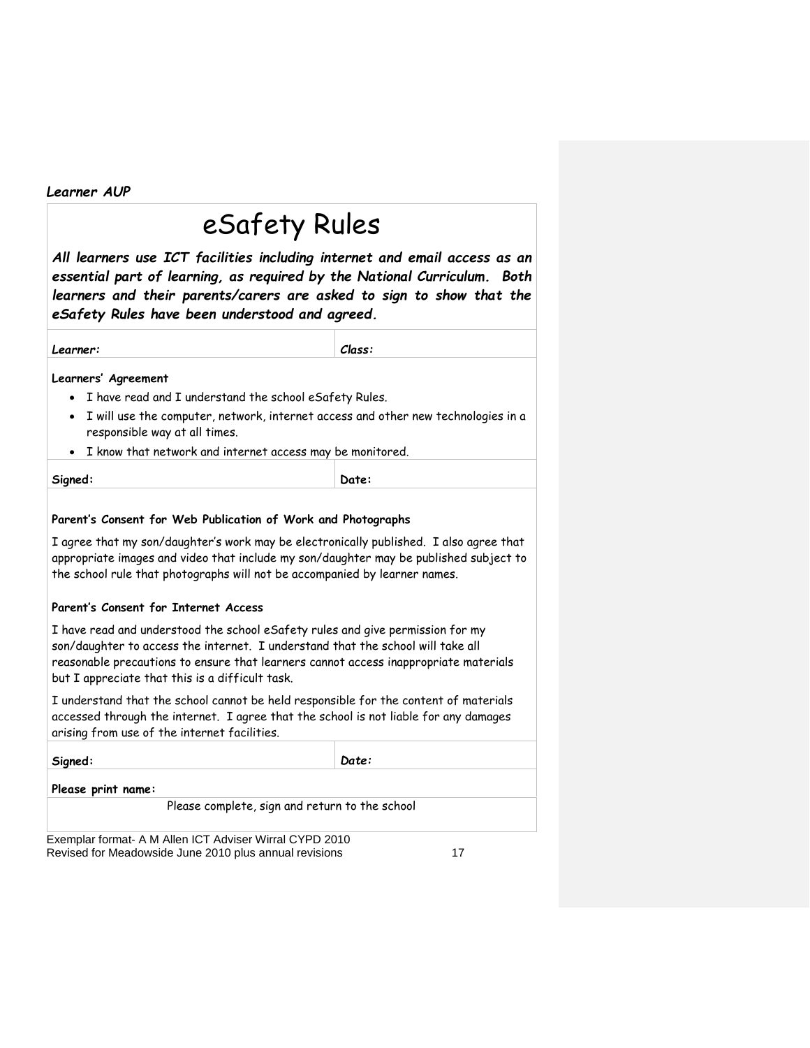***Learner AUP***

# eSafety Rules

***All learners use ICT facilities including internet and email access as an essential part of learning, as required by the National Curriculum. Both learners and their parents/carers are asked to sign to show that the eSafety Rules have been understood and agreed.***

| ***Learner:*** | ***Class:*** |
|---|---|

**Learners' Agreement**

- I have read and I understand the school eSafety Rules.
- I will use the computer, network, internet access and other new technologies in a responsible way at all times.
- I know that network and internet access may be monitored.

| **Signed:** | **Date:** |
|---|---|

**Parent's Consent for Web Publication of Work and Photographs**

I agree that my son/daughter's work may be electronically published. I also agree that appropriate images and video that include my son/daughter may be published subject to the school rule that photographs will not be accompanied by learner names.

**Parent's Consent for Internet Access**

I have read and understood the school eSafety rules and give permission for my son/daughter to access the internet. I understand that the school will take all reasonable precautions to ensure that learners cannot access inappropriate materials but I appreciate that this is a difficult task.

I understand that the school cannot be held responsible for the content of materials accessed through the internet. I agree that the school is not liable for any damages arising from use of the internet facilities.

| **Signed:** | ***Date:*** |
|---|---|

**Please print name:**

Please complete, sign and return to the school

Exemplar format- A M Allen ICT Adviser Wirral CYPD 2010
Revised for Meadowside June 2010 plus annual revisions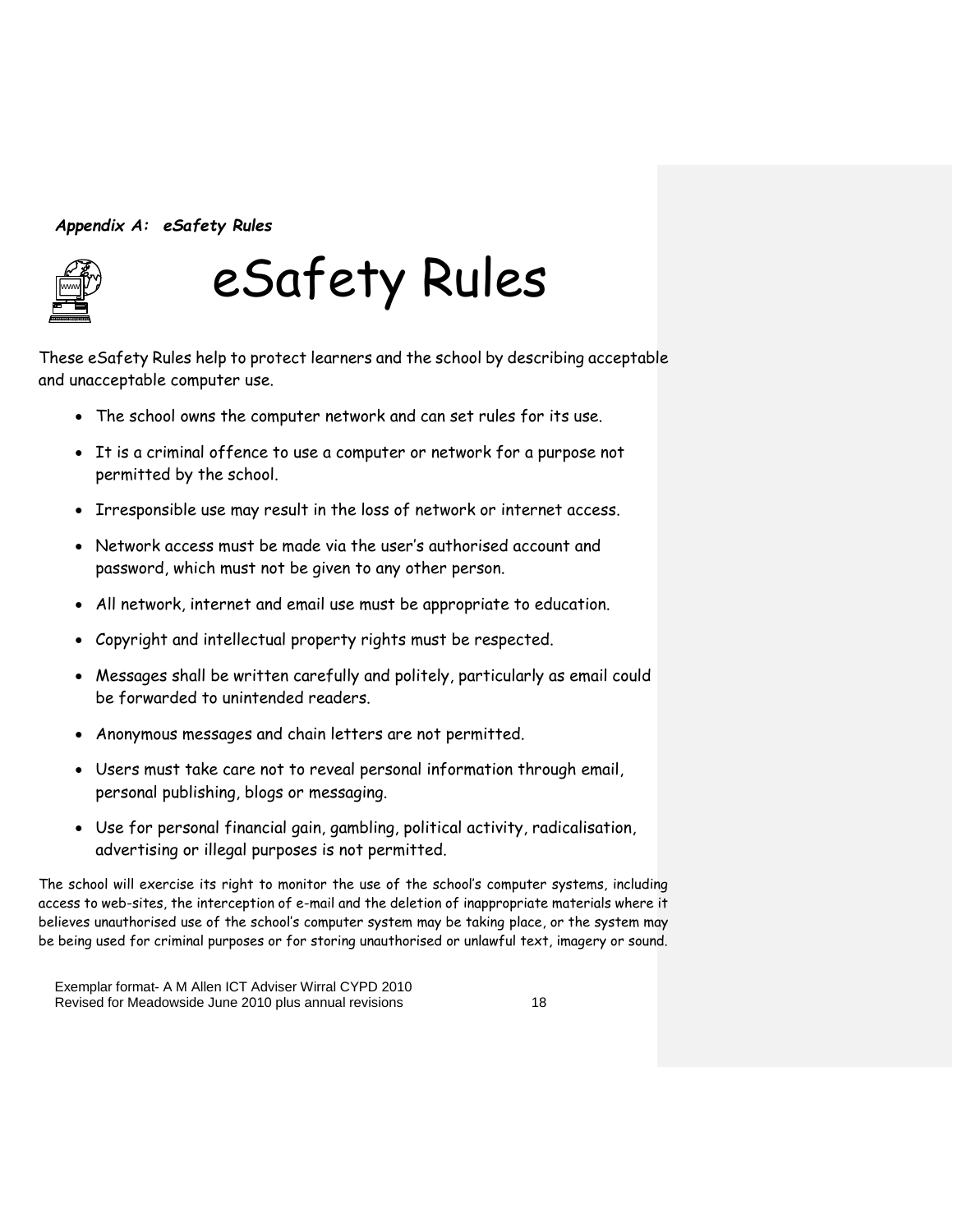***Appendix A: eSafety Rules***

# eSafety Rules

These eSafety Rules help to protect learners and the school by describing acceptable and unacceptable computer use.

- The school owns the computer network and can set rules for its use.
- It is a criminal offence to use a computer or network for a purpose not permitted by the school.
- Irresponsible use may result in the loss of network or internet access.
- Network access must be made via the user's authorised account and password, which must not be given to any other person.
- All network, internet and email use must be appropriate to education.
- Copyright and intellectual property rights must be respected.
- Messages shall be written carefully and politely, particularly as email could be forwarded to unintended readers.
- Anonymous messages and chain letters are not permitted.
- Users must take care not to reveal personal information through email, personal publishing, blogs or messaging.
- Use for personal financial gain, gambling, political activity, radicalisation, advertising or illegal purposes is not permitted.

The school will exercise its right to monitor the use of the school's computer systems, including access to web-sites, the interception of e-mail and the deletion of inappropriate materials where it believes unauthorised use of the school's computer system may be taking place, or the system may be being used for criminal purposes or for storing unauthorised or unlawful text, imagery or sound.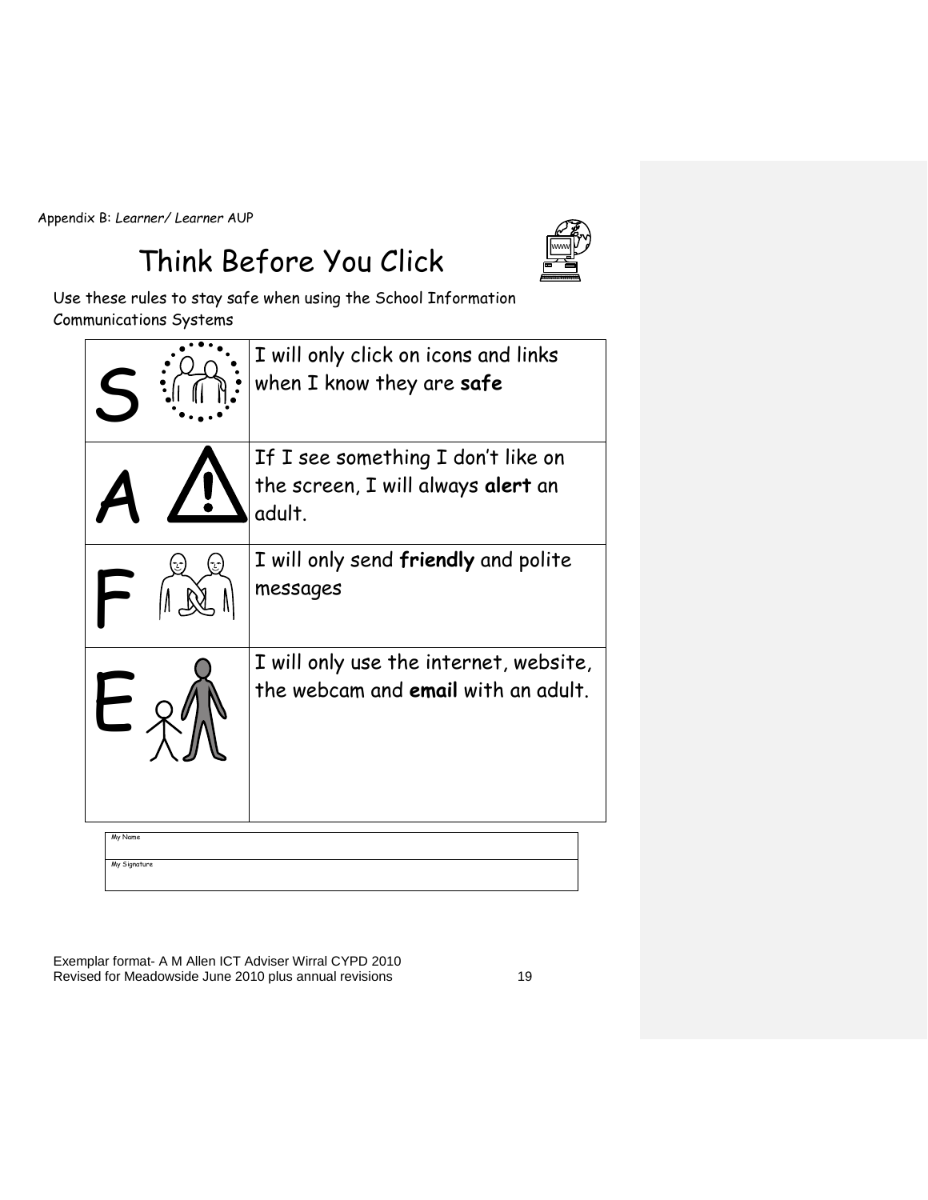Appendix B: *Learner/ Learner* AUP

# Think Before You Click

Use these rules to stay safe when using the School Information Communications Systems

| | |
|---|---|
| S | I will only click on icons and links when I know they are **safe** |
| A | If I see something I don't like on the screen, I will always **alert** an adult. |
| F | I will only send **friendly** and polite messages |
| E | I will only use the internet, website, the webcam and **email** with an adult. |

| |
|---|
| My Name |
| My Signature |

Exemplar format- A M Allen ICT Adviser Wirral CYPD 2010
Revised for Meadowside June 2010 plus annual revisions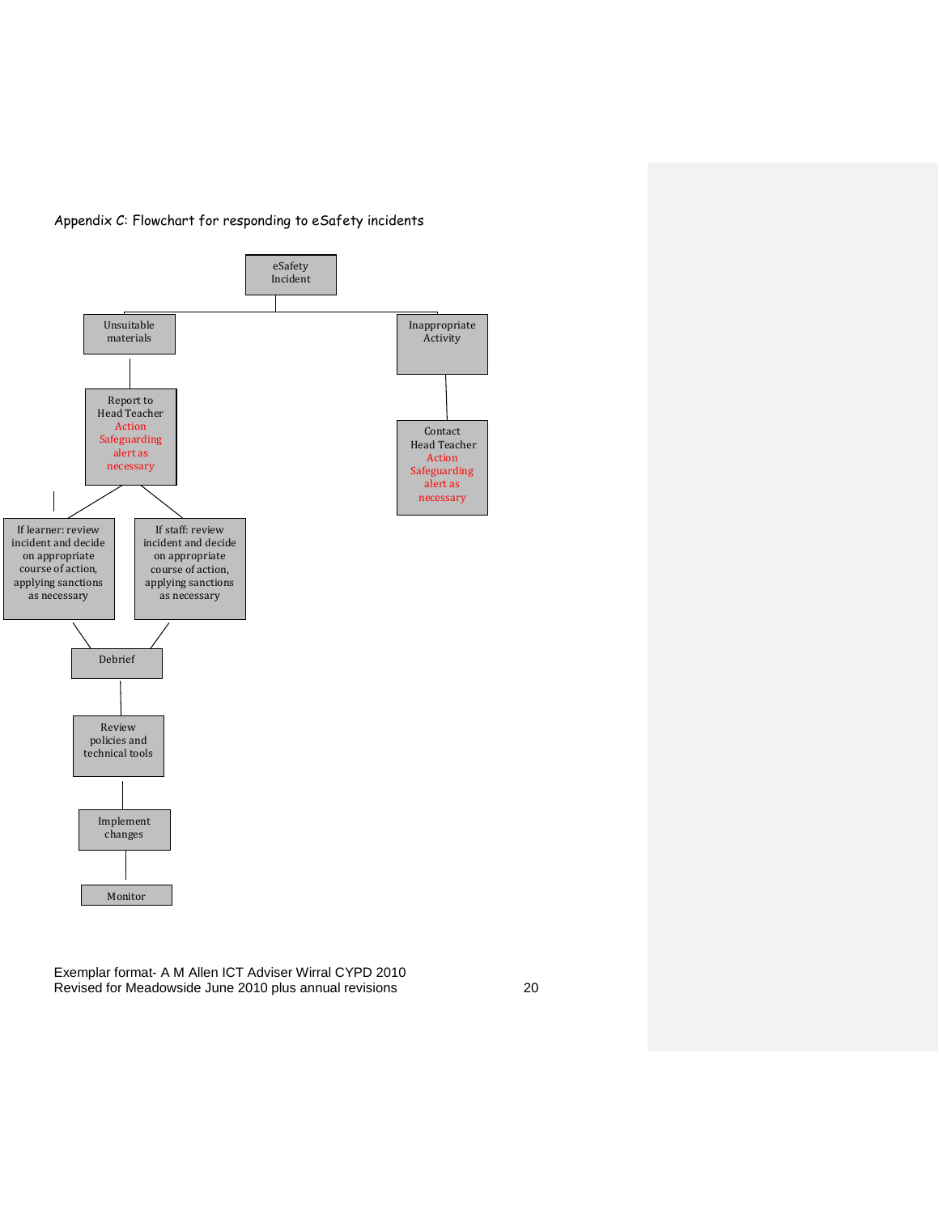Appendix C: Flowchart for responding to eSafety incidents

eSafety Incident

- Unsuitable materials
  - Report to Head Teacher Action Safeguarding alert as necessary
    - If learner: review incident and decide on appropriate course of action, applying sanctions as necessary
    - If staff: review incident and decide on appropriate course of action, applying sanctions as necessary
      - Debrief
        - Review policies and technical tools
          - Implement changes
            - Monitor
- Inappropriate Activity
  - Contact Head Teacher Action Safeguarding alert as necessary

Exemplar format- A M Allen ICT Adviser Wirral CYPD 2010
Revised for Meadowside June 2010 plus annual revisions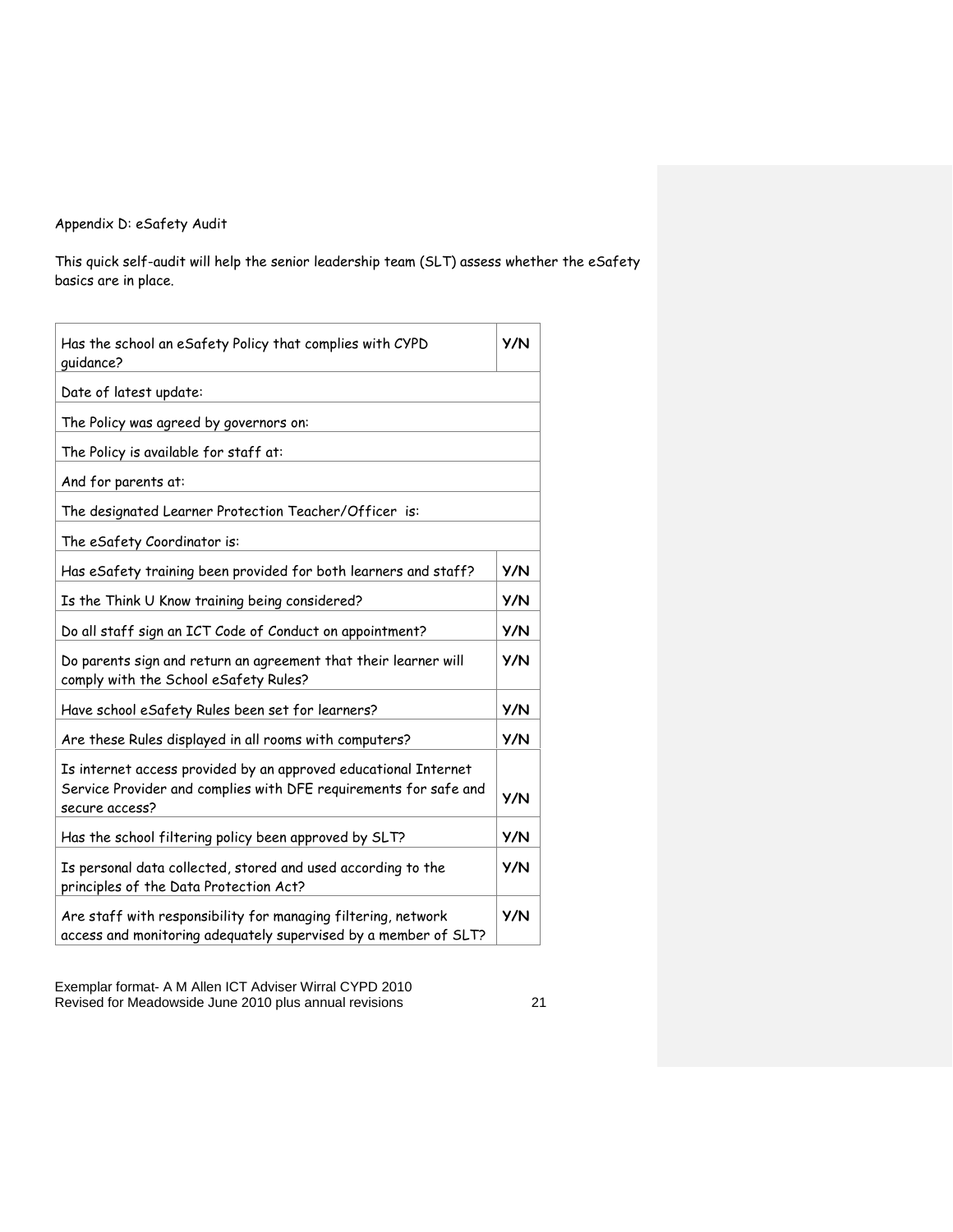Appendix D: eSafety Audit

This quick self-audit will help the senior leadership team (SLT) assess whether the eSafety basics are in place.

| | |
|---|---|
| Has the school an eSafety Policy that complies with CYPD guidance? | **Y/N** |
| Date of latest update: | |
| The Policy was agreed by governors on: | |
| The Policy is available for staff at: | |
| And for parents at: | |
| The designated Learner Protection Teacher/Officer is: | |
| The eSafety Coordinator is: | |
| Has eSafety training been provided for both learners and staff? | **Y/N** |
| Is the Think U Know training being considered? | **Y/N** |
| Do all staff sign an ICT Code of Conduct on appointment? | **Y/N** |
| Do parents sign and return an agreement that their learner will comply with the School eSafety Rules? | **Y/N** |
| Have school eSafety Rules been set for learners? | **Y/N** |
| Are these Rules displayed in all rooms with computers? | **Y/N** |
| Is internet access provided by an approved educational Internet Service Provider and complies with DFE requirements for safe and secure access? | **Y/N** |
| Has the school filtering policy been approved by SLT? | **Y/N** |
| Is personal data collected, stored and used according to the principles of the Data Protection Act? | **Y/N** |
| Are staff with responsibility for managing filtering, network access and monitoring adequately supervised by a member of SLT? | **Y/N** |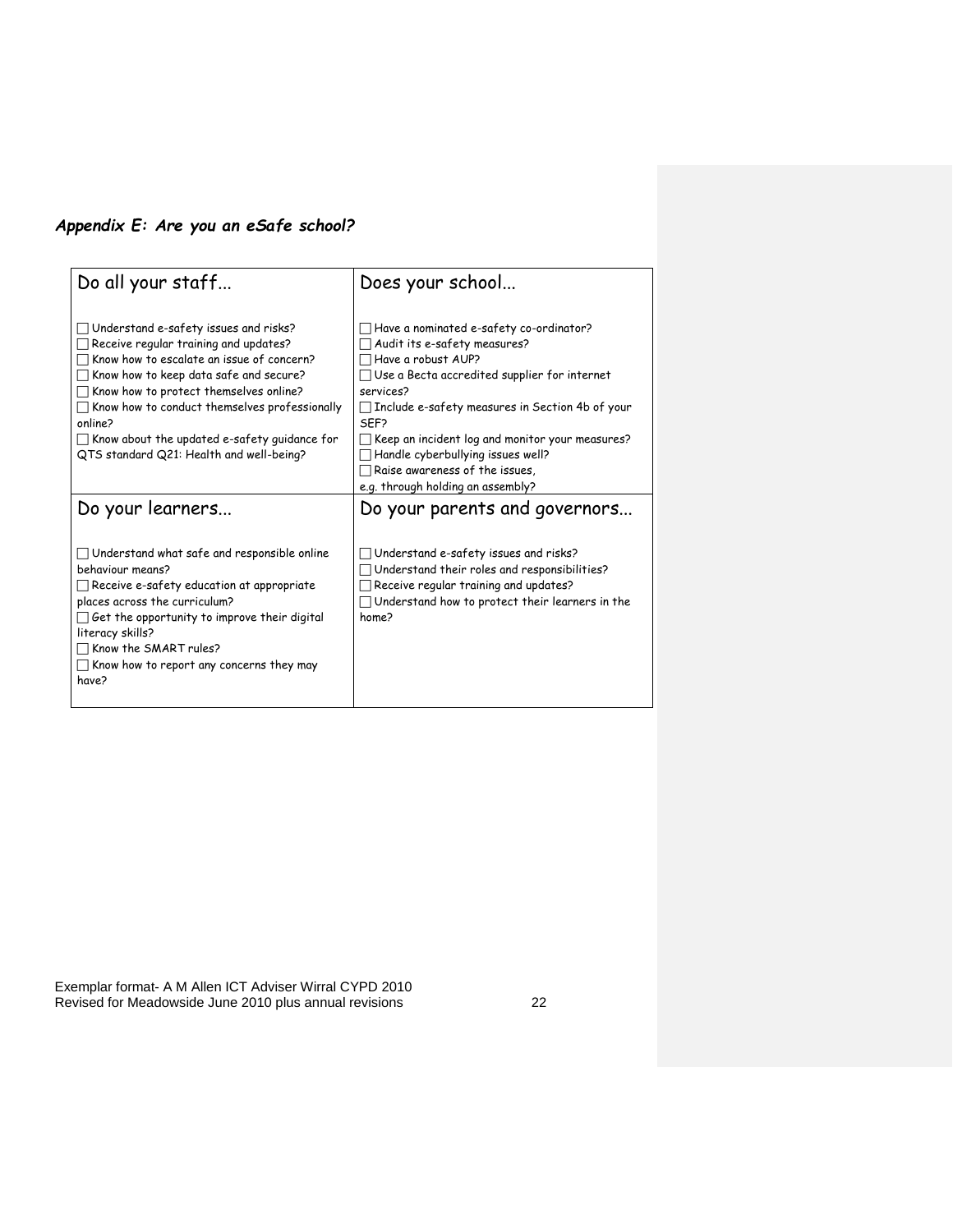***Appendix E: Are you an eSafe school?***

| Do all your staff... | Does your school... |
|---|---|
| ☐ Understand e-safety issues and risks?<br>☐ Receive regular training and updates?<br>☐ Know how to escalate an issue of concern?<br>☐ Know how to keep data safe and secure?<br>☐ Know how to protect themselves online?<br>☐ Know how to conduct themselves professionally online?<br>☐ Know about the updated e-safety guidance for QTS standard Q21: Health and well-being? | ☐ Have a nominated e-safety co-ordinator?<br>☐ Audit its e-safety measures?<br>☐ Have a robust AUP?<br>☐ Use a Becta accredited supplier for internet services?<br>☐ Include e-safety measures in Section 4b of your SEF?<br>☐ Keep an incident log and monitor your measures?<br>☐ Handle cyberbullying issues well?<br>☐ Raise awareness of the issues, e.g. through holding an assembly? |
| **Do your learners...** | **Do your parents and governors...** |
| ☐ Understand what safe and responsible online behaviour means?<br>☐ Receive e-safety education at appropriate places across the curriculum?<br>☐ Get the opportunity to improve their digital literacy skills?<br>☐ Know the SMART rules?<br>☐ Know how to report any concerns they may have? | ☐ Understand e-safety issues and risks?<br>☐ Understand their roles and responsibilities?<br>☐ Receive regular training and updates?<br>☐ Understand how to protect their learners in the home? |

Exemplar format- A M Allen ICT Adviser Wirral CYPD 2010
Revised for Meadowside June 2010 plus annual revisions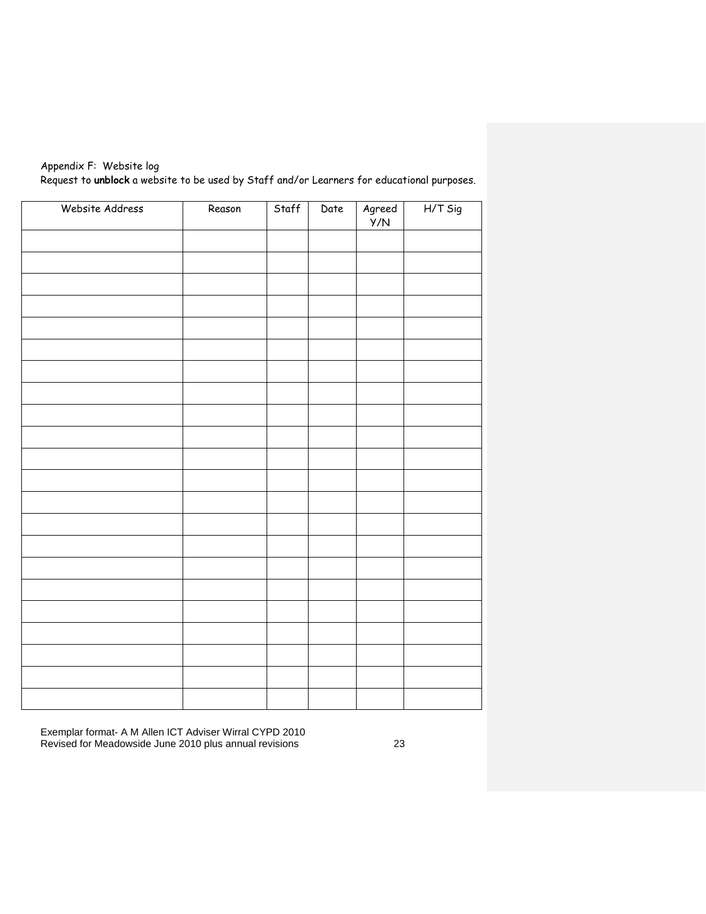Appendix F: Website log

Request to **unblock** a website to be used by Staff and/or Learners for educational purposes.

| Website Address | Reason | Staff | Date | Agreed Y/N | H/T Sig |
|---|---|---|---|---|---|
| | | | | | |
| | | | | | |
| | | | | | |
| | | | | | |
| | | | | | |
| | | | | | |
| | | | | | |
| | | | | | |
| | | | | | |
| | | | | | |
| | | | | | |
| | | | | | |
| | | | | | |
| | | | | | |
| | | | | | |
| | | | | | |
| | | | | | |
| | | | | | |
| | | | | | |
| | | | | | |
| | | | | | |
| | | | | | |

Exemplar format- A M Allen ICT Adviser Wirral CYPD 2010
Revised for Meadowside June 2010 plus annual revisions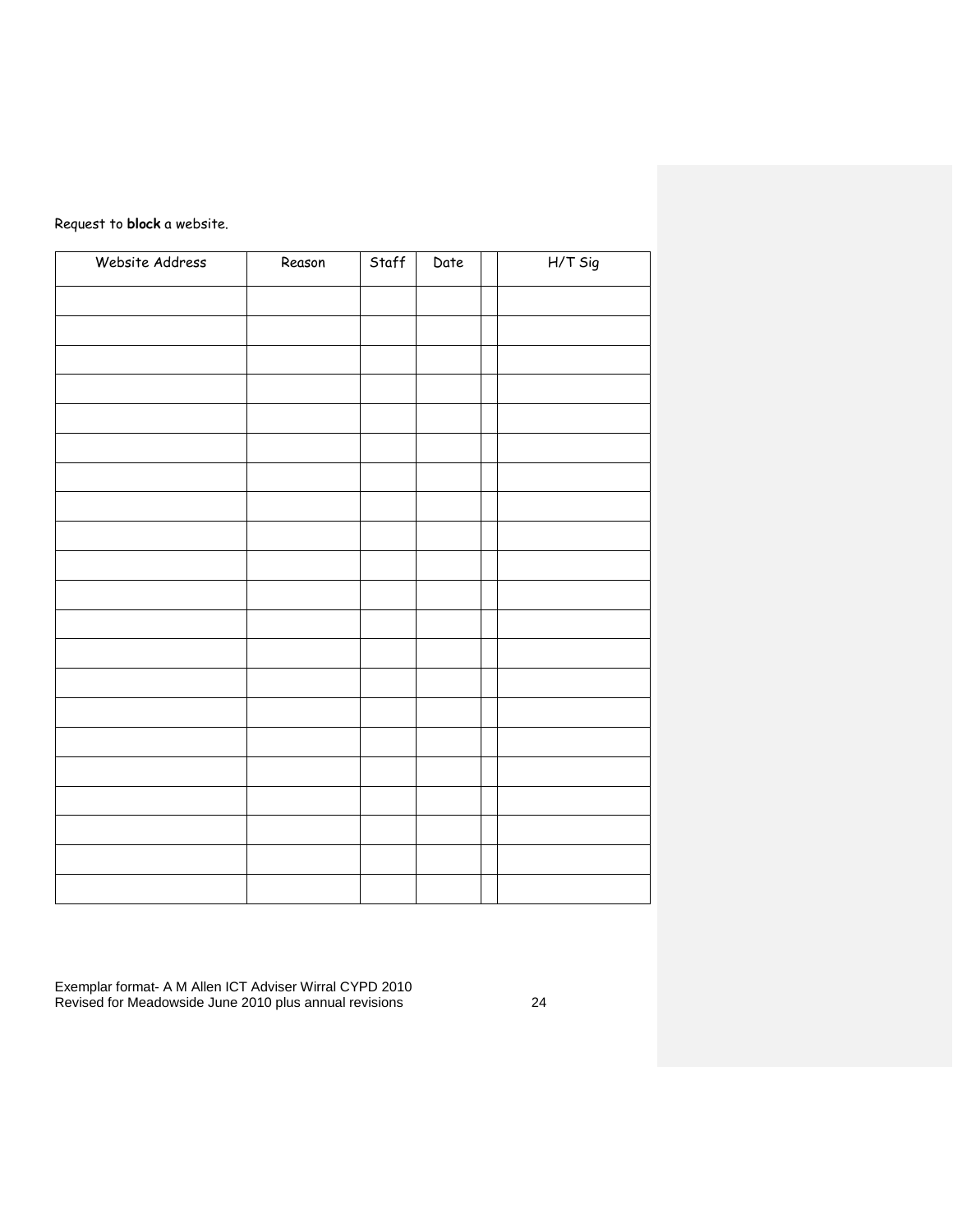Request to **block** a website.

| Website Address | Reason | Staff | Date | | H/T Sig |
|---|---|---|---|---|---|
| | | | | | |
| | | | | | |
| | | | | | |
| | | | | | |
| | | | | | |
| | | | | | |
| | | | | | |
| | | | | | |
| | | | | | |
| | | | | | |
| | | | | | |
| | | | | | |
| | | | | | |
| | | | | | |
| | | | | | |
| | | | | | |
| | | | | | |
| | | | | | |
| | | | | | |
| | | | | | |
| | | | | | |

Exemplar format- A M Allen ICT Adviser Wirral CYPD 2010
Revised for Meadowside June 2010 plus annual revisions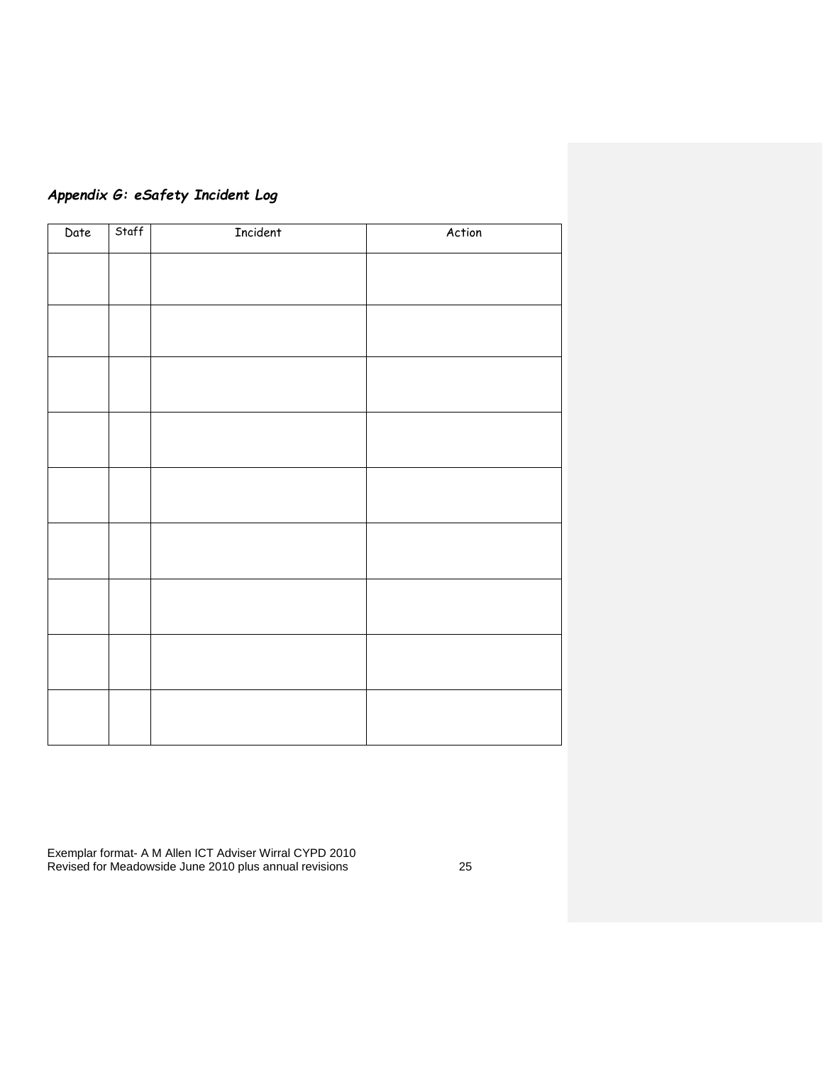### ***Appendix G: eSafety Incident Log***

| Date | Staff | Incident | Action |
|---|---|---|---|
| | | | |
| | | | |
| | | | |
| | | | |
| | | | |
| | | | |
| | | | |
| | | | |
| | | | |

Exemplar format- A M Allen ICT Adviser Wirral CYPD 2010
Revised for Meadowside June 2010 plus annual revisions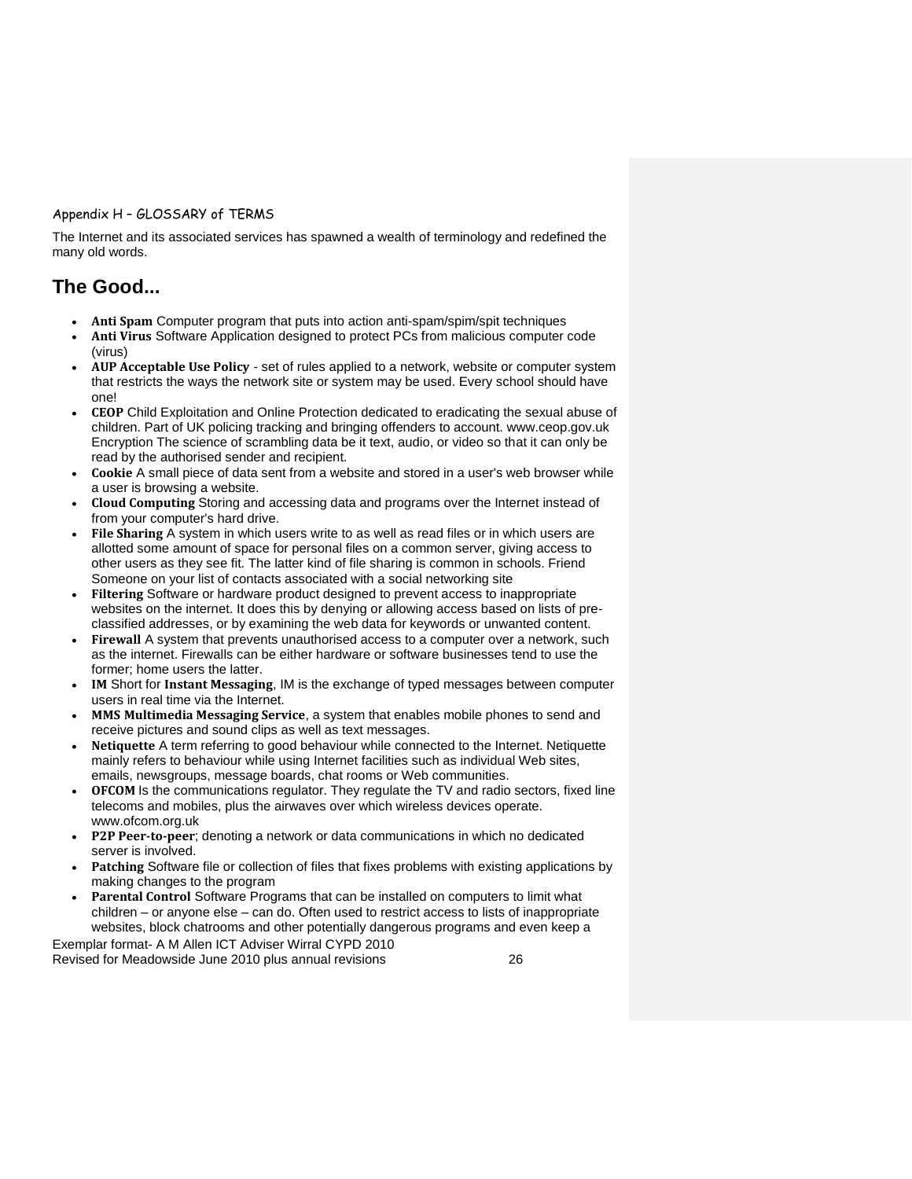Appendix H – GLOSSARY of TERMS

The Internet and its associated services has spawned a wealth of terminology and redefined the many old words.

## The Good...

- **Anti Spam** Computer program that puts into action anti-spam/spim/spit techniques
- **Anti Virus** Software Application designed to protect PCs from malicious computer code (virus)
- **AUP Acceptable Use Policy** - set of rules applied to a network, website or computer system that restricts the ways the network site or system may be used. Every school should have one!
- **CEOP** Child Exploitation and Online Protection dedicated to eradicating the sexual abuse of children. Part of UK policing tracking and bringing offenders to account. www.ceop.gov.uk Encryption The science of scrambling data be it text, audio, or video so that it can only be read by the authorised sender and recipient.
- **Cookie** A small piece of data sent from a website and stored in a user's web browser while a user is browsing a website.
- **Cloud Computing** Storing and accessing data and programs over the Internet instead of from your computer's hard drive.
- **File Sharing** A system in which users write to as well as read files or in which users are allotted some amount of space for personal files on a common server, giving access to other users as they see fit. The latter kind of file sharing is common in schools. Friend Someone on your list of contacts associated with a social networking site
- **Filtering** Software or hardware product designed to prevent access to inappropriate websites on the internet. It does this by denying or allowing access based on lists of pre-classified addresses, or by examining the web data for keywords or unwanted content.
- **Firewall** A system that prevents unauthorised access to a computer over a network, such as the internet. Firewalls can be either hardware or software businesses tend to use the former; home users the latter.
- **IM** Short for **Instant Messaging**, IM is the exchange of typed messages between computer users in real time via the Internet.
- **MMS Multimedia Messaging Service**, a system that enables mobile phones to send and receive pictures and sound clips as well as text messages.
- **Netiquette** A term referring to good behaviour while connected to the Internet. Netiquette mainly refers to behaviour while using Internet facilities such as individual Web sites, emails, newsgroups, message boards, chat rooms or Web communities.
- **OFCOM** Is the communications regulator. They regulate the TV and radio sectors, fixed line telecoms and mobiles, plus the airwaves over which wireless devices operate. www.ofcom.org.uk
- **P2P Peer-to-peer**; denoting a network or data communications in which no dedicated server is involved.
- **Patching** Software file or collection of files that fixes problems with existing applications by making changes to the program
- **Parental Control** Software Programs that can be installed on computers to limit what children – or anyone else – can do. Often used to restrict access to lists of inappropriate websites, block chatrooms and other potentially dangerous programs and even keep a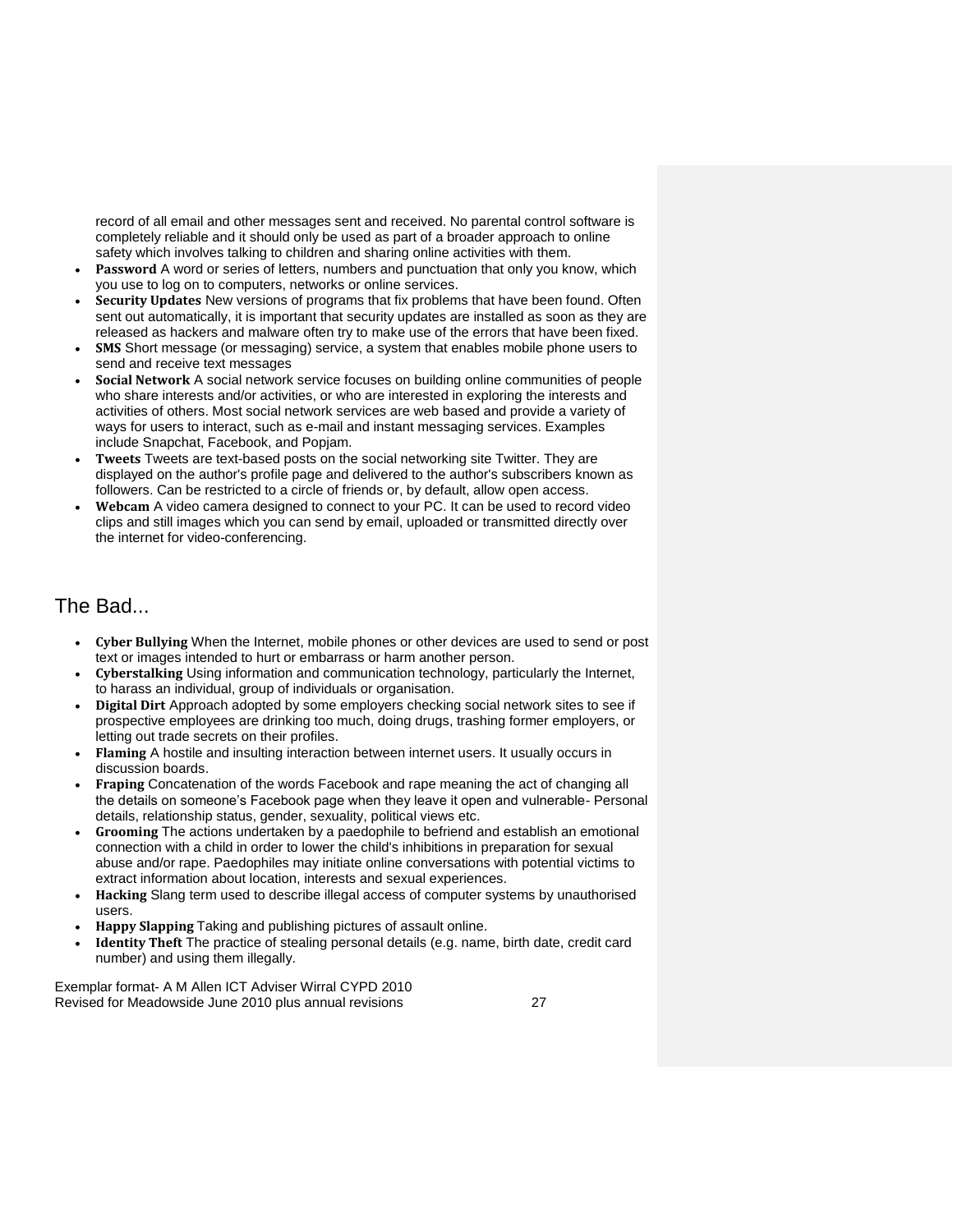record of all email and other messages sent and received. No parental control software is completely reliable and it should only be used as part of a broader approach to online safety which involves talking to children and sharing online activities with them.

- **Password** A word or series of letters, numbers and punctuation that only you know, which you use to log on to computers, networks or online services.
- **Security Updates** New versions of programs that fix problems that have been found. Often sent out automatically, it is important that security updates are installed as soon as they are released as hackers and malware often try to make use of the errors that have been fixed.
- **SMS** Short message (or messaging) service, a system that enables mobile phone users to send and receive text messages
- **Social Network** A social network service focuses on building online communities of people who share interests and/or activities, or who are interested in exploring the interests and activities of others. Most social network services are web based and provide a variety of ways for users to interact, such as e-mail and instant messaging services. Examples include Snapchat, Facebook, and Popjam.
- **Tweets** Tweets are text-based posts on the social networking site Twitter. They are displayed on the author's profile page and delivered to the author's subscribers known as followers. Can be restricted to a circle of friends or, by default, allow open access.
- **Webcam** A video camera designed to connect to your PC. It can be used to record video clips and still images which you can send by email, uploaded or transmitted directly over the internet for video-conferencing.

## The Bad...

- **Cyber Bullying** When the Internet, mobile phones or other devices are used to send or post text or images intended to hurt or embarrass or harm another person.
- **Cyberstalking** Using information and communication technology, particularly the Internet, to harass an individual, group of individuals or organisation.
- **Digital Dirt** Approach adopted by some employers checking social network sites to see if prospective employees are drinking too much, doing drugs, trashing former employers, or letting out trade secrets on their profiles.
- **Flaming** A hostile and insulting interaction between internet users. It usually occurs in discussion boards.
- **Fraping** Concatenation of the words Facebook and rape meaning the act of changing all the details on someone's Facebook page when they leave it open and vulnerable- Personal details, relationship status, gender, sexuality, political views etc.
- **Grooming** The actions undertaken by a paedophile to befriend and establish an emotional connection with a child in order to lower the child's inhibitions in preparation for sexual abuse and/or rape. Paedophiles may initiate online conversations with potential victims to extract information about location, interests and sexual experiences.
- **Hacking** Slang term used to describe illegal access of computer systems by unauthorised users.
- **Happy Slapping** Taking and publishing pictures of assault online.
- **Identity Theft** The practice of stealing personal details (e.g. name, birth date, credit card number) and using them illegally.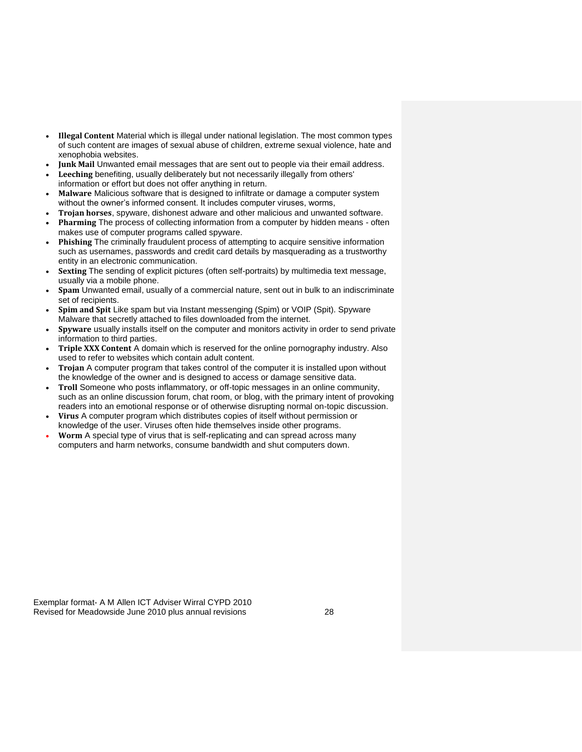- **Illegal Content** Material which is illegal under national legislation. The most common types of such content are images of sexual abuse of children, extreme sexual violence, hate and xenophobia websites.
- **Junk Mail** Unwanted email messages that are sent out to people via their email address.
- **Leeching** benefiting, usually deliberately but not necessarily illegally from others' information or effort but does not offer anything in return.
- **Malware** Malicious software that is designed to infiltrate or damage a computer system without the owner's informed consent. It includes computer viruses, worms,
- **Trojan horses**, spyware, dishonest adware and other malicious and unwanted software.
- **Pharming** The process of collecting information from a computer by hidden means - often makes use of computer programs called spyware.
- **Phishing** The criminally fraudulent process of attempting to acquire sensitive information such as usernames, passwords and credit card details by masquerading as a trustworthy entity in an electronic communication.
- **Sexting** The sending of explicit pictures (often self-portraits) by multimedia text message, usually via a mobile phone.
- **Spam** Unwanted email, usually of a commercial nature, sent out in bulk to an indiscriminate set of recipients.
- **Spim and Spit** Like spam but via Instant messenging (Spim) or VOIP (Spit). Spyware Malware that secretly attached to files downloaded from the internet.
- **Spyware** usually installs itself on the computer and monitors activity in order to send private information to third parties.
- **Triple XXX Content** A domain which is reserved for the online pornography industry. Also used to refer to websites which contain adult content.
- **Trojan** A computer program that takes control of the computer it is installed upon without the knowledge of the owner and is designed to access or damage sensitive data.
- **Troll** Someone who posts inflammatory, or off-topic messages in an online community, such as an online discussion forum, chat room, or blog, with the primary intent of provoking readers into an emotional response or of otherwise disrupting normal on-topic discussion.
- **Virus** A computer program which distributes copies of itself without permission or knowledge of the user. Viruses often hide themselves inside other programs.
- **Worm** A special type of virus that is self-replicating and can spread across many computers and harm networks, consume bandwidth and shut computers down.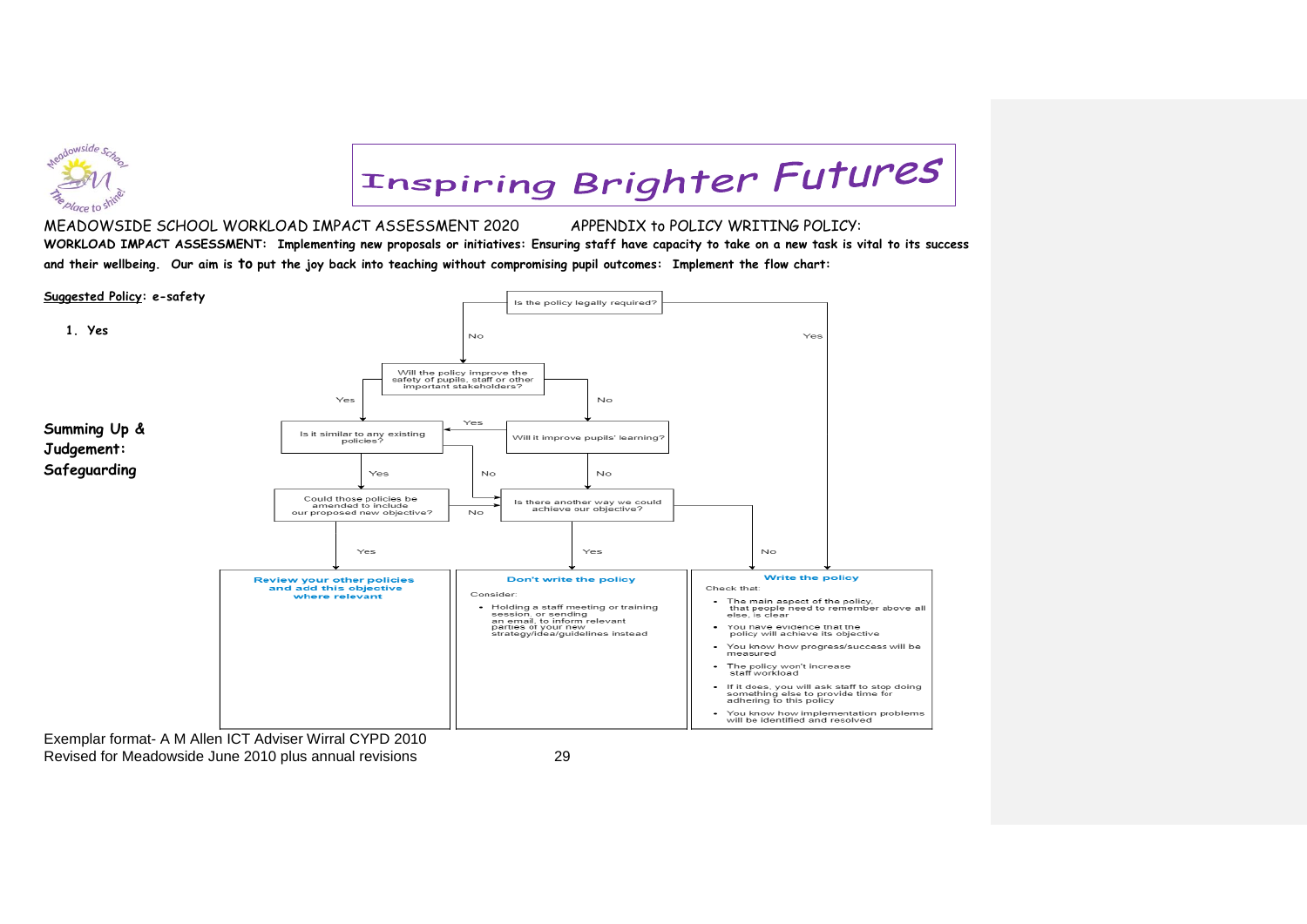Inspiring Brighter Futures

MEADOWSIDE SCHOOL WORKLOAD IMPACT ASSESSMENT 2020 APPENDIX to POLICY WRITING POLICY:

**WORKLOAD IMPACT ASSESSMENT: Implementing new proposals or initiatives: Ensuring staff have capacity to take on a new task is vital to its success and their wellbeing. Our aim is to put the joy back into teaching without compromising pupil outcomes: Implement the flow chart:**

**Suggested Policy: e-safety**

1. **Yes**

**Summing Up & Judgement: Safeguarding**

Is the policy legally required?

No

Yes

Will the policy improve the safety of pupils, staff or other important stakeholders?

Yes

No

Is it similar to any existing policies?

Yes

Will it improve pupils' learning?

Yes

No

No

Could those policies be amended to include our proposed new objective?

No

Is there another way we could achieve our objective?

Yes

Yes

No

**Review your other policies and add this objective where relevant**

**Don't write the policy**

Consider:

- Holding a staff meeting or training session, or sending an email, to inform relevant parties of your new strategy/idea/guidelines instead

**Write the policy**

Check that:

- The main aspect of the policy, that people need to remember above all else, is clear
- You have evidence that the policy will achieve its objective
- You know how progress/success will be measured
- The policy won't increase staff workload
- If it does, you will ask staff to stop doing something else to provide time for adhering to this policy
- You know how implementation problems will be identified and resolved

Exemplar format- A M Allen ICT Adviser Wirral CYPD 2010
Revised for Meadowside June 2010 plus annual revisions